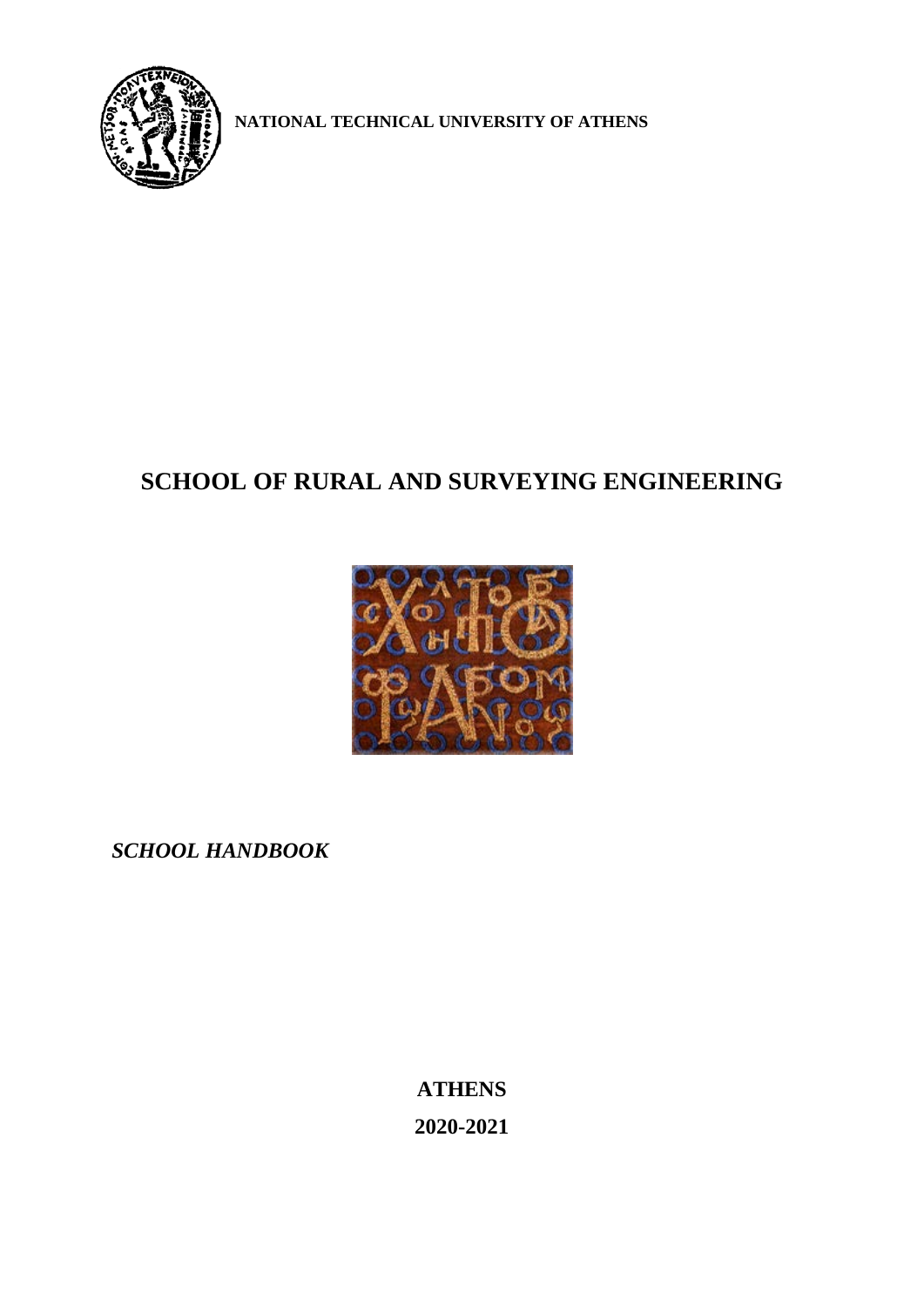**NATIONAL TECHNICAL UNIVERSITY OF ATHENS**

# SCHOOL OF RURAL AND SURVEYING ENGINEERING

***SCHOOL HANDBOOK***

**ATHENS**

**2020-2021**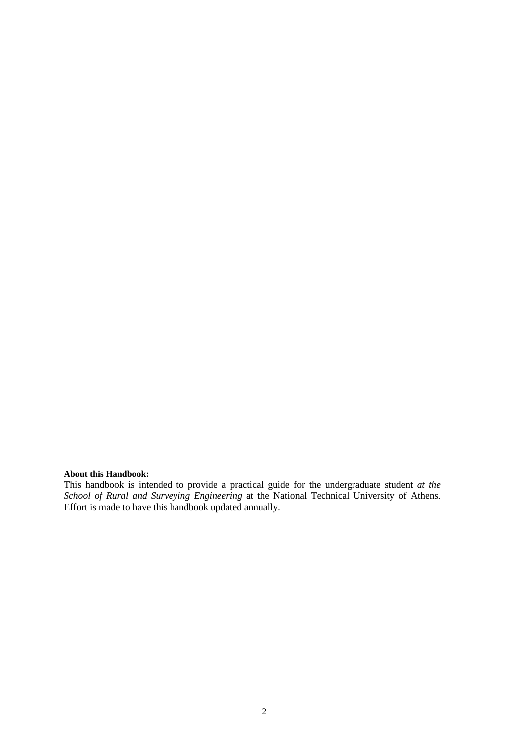**About this Handbook:**

This handbook is intended to provide a practical guide for the undergraduate student *at the School of Rural and Surveying Engineering* at the National Technical University of Athens. Effort is made to have this handbook updated annually.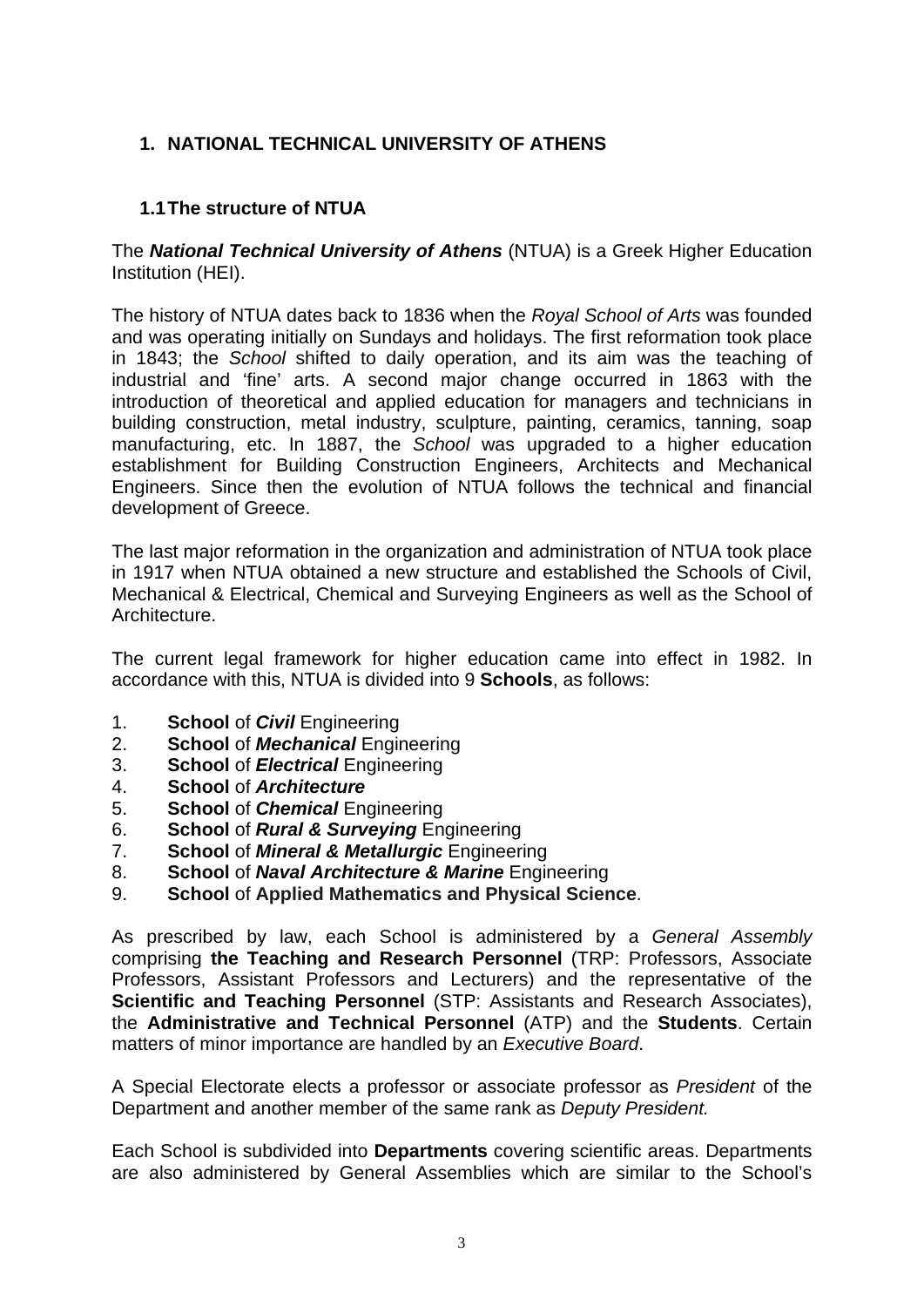# 1. NATIONAL TECHNICAL UNIVERSITY OF ATHENS

## 1.1 The structure of NTUA

The ***National Technical University of Athens*** (NTUA) is a Greek Higher Education Institution (HEI).

The history of NTUA dates back to 1836 when the *Royal School of Arts* was founded and was operating initially on Sundays and holidays. The first reformation took place in 1843; the *School* shifted to daily operation, and its aim was the teaching of industrial and 'fine' arts. A second major change occurred in 1863 with the introduction of theoretical and applied education for managers and technicians in building construction, metal industry, sculpture, painting, ceramics, tanning, soap manufacturing, etc. In 1887, the *School* was upgraded to a higher education establishment for Building Construction Engineers, Architects and Mechanical Engineers. Since then the evolution of NTUA follows the technical and financial development of Greece.

The last major reformation in the organization and administration of NTUA took place in 1917 when NTUA obtained a new structure and established the Schools of Civil, Mechanical & Electrical, Chemical and Surveying Engineers as well as the School of Architecture.

The current legal framework for higher education came into effect in 1982. In accordance with this, NTUA is divided into 9 **Schools**, as follows:

1. **School** of ***Civil*** Engineering
2. **School** of ***Mechanical*** Engineering
3. **School** of ***Electrical*** Engineering
4. **School** of ***Architecture***
5. **School** of ***Chemical*** Engineering
6. **School** of ***Rural & Surveying*** Engineering
7. **School** of ***Mineral & Metallurgic*** Engineering
8. **School** of ***Naval Architecture & Marine*** Engineering
9. **School** of **Applied Mathematics and Physical Science**.

As prescribed by law, each School is administered by a *General Assembly* comprising **the Teaching and Research Personnel** (TRP: Professors, Associate Professors, Assistant Professors and Lecturers) and the representative of the **Scientific and Teaching Personnel** (STP: Assistants and Research Associates), the **Administrative and Technical Personnel** (ATP) and the **Students**. Certain matters of minor importance are handled by an *Executive Board*.

A Special Electorate elects a professor or associate professor as *President* of the Department and another member of the same rank as *Deputy President.*

Each School is subdivided into **Departments** covering scientific areas. Departments are also administered by General Assemblies which are similar to the School's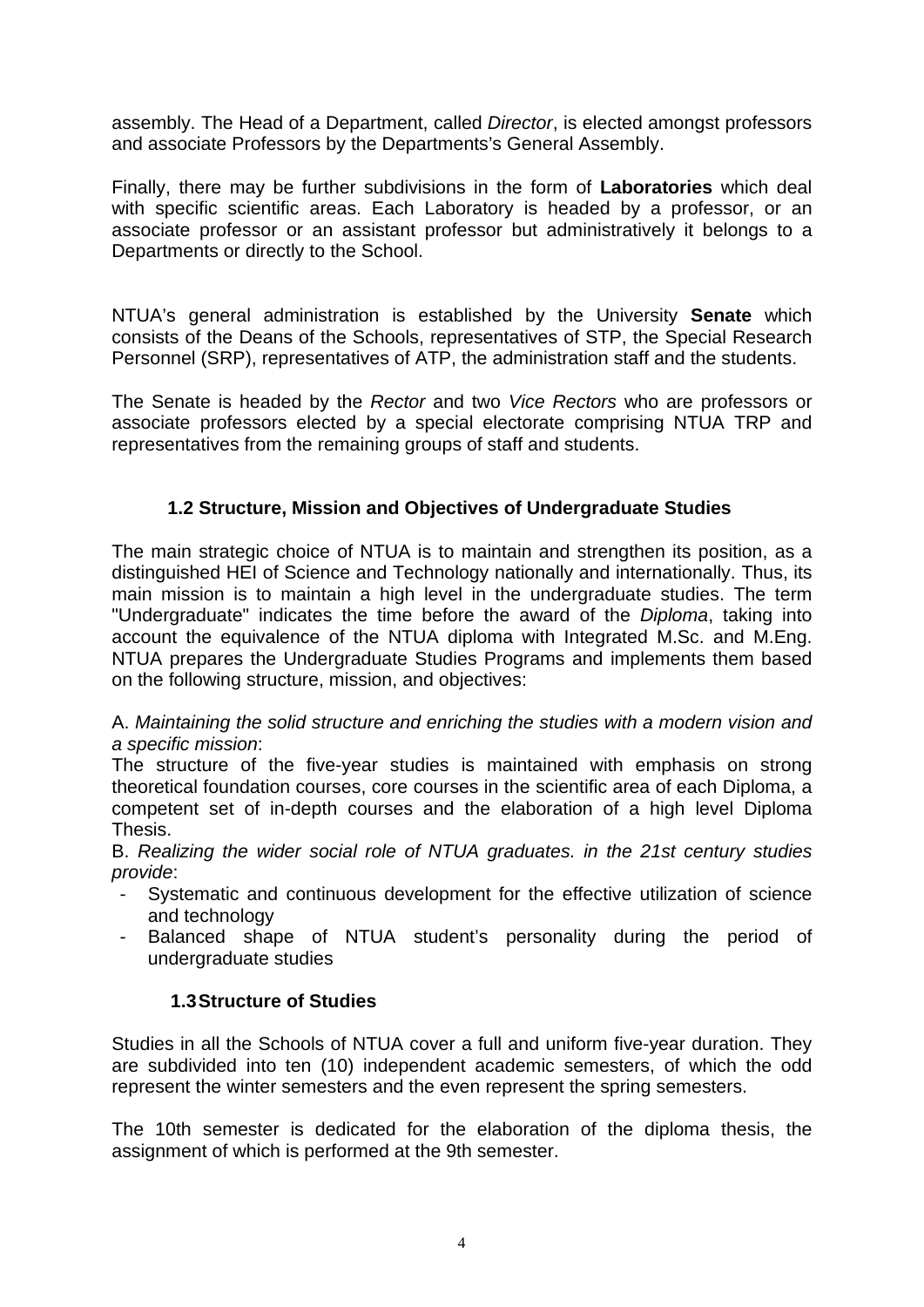assembly. The Head of a Department, called *Director*, is elected amongst professors and associate Professors by the Departments's General Assembly.

Finally, there may be further subdivisions in the form of **Laboratories** which deal with specific scientific areas. Each Laboratory is headed by a professor, or an associate professor or an assistant professor but administratively it belongs to a Departments or directly to the School.

NTUA's general administration is established by the University **Senate** which consists of the Deans of the Schools, representatives of STP, the Special Research Personnel (SRP), representatives of ATP, the administration staff and the students.

The Senate is headed by the *Rector* and two *Vice Rectors* who are professors or associate professors elected by a special electorate comprising NTUA TRP and representatives from the remaining groups of staff and students.

### 1.2 Structure, Mission and Objectives of Undergraduate Studies

The main strategic choice of NTUA is to maintain and strengthen its position, as a distinguished HEI of Science and Technology nationally and internationally. Thus, its main mission is to maintain a high level in the undergraduate studies. The term "Undergraduate" indicates the time before the award of the *Diploma*, taking into account the equivalence of the NTUA diploma with Integrated M.Sc. and M.Eng. NTUA prepares the Undergraduate Studies Programs and implements them based on the following structure, mission, and objectives:

A. *Maintaining the solid structure and enriching the studies with a modern vision and a specific mission*:
The structure of the five-year studies is maintained with emphasis on strong theoretical foundation courses, core courses in the scientific area of each Diploma, a competent set of in-depth courses and the elaboration of a high level Diploma Thesis.
B. *Realizing the wider social role of NTUA graduates. in the 21st century studies provide*:

- Systematic and continuous development for the effective utilization of science and technology
- Balanced shape of NTUA student's personality during the period of undergraduate studies

### 1.3 Structure of Studies

Studies in all the Schools of NTUA cover a full and uniform five-year duration. They are subdivided into ten (10) independent academic semesters, of which the odd represent the winter semesters and the even represent the spring semesters.

The 10th semester is dedicated for the elaboration of the diploma thesis, the assignment of which is performed at the 9th semester.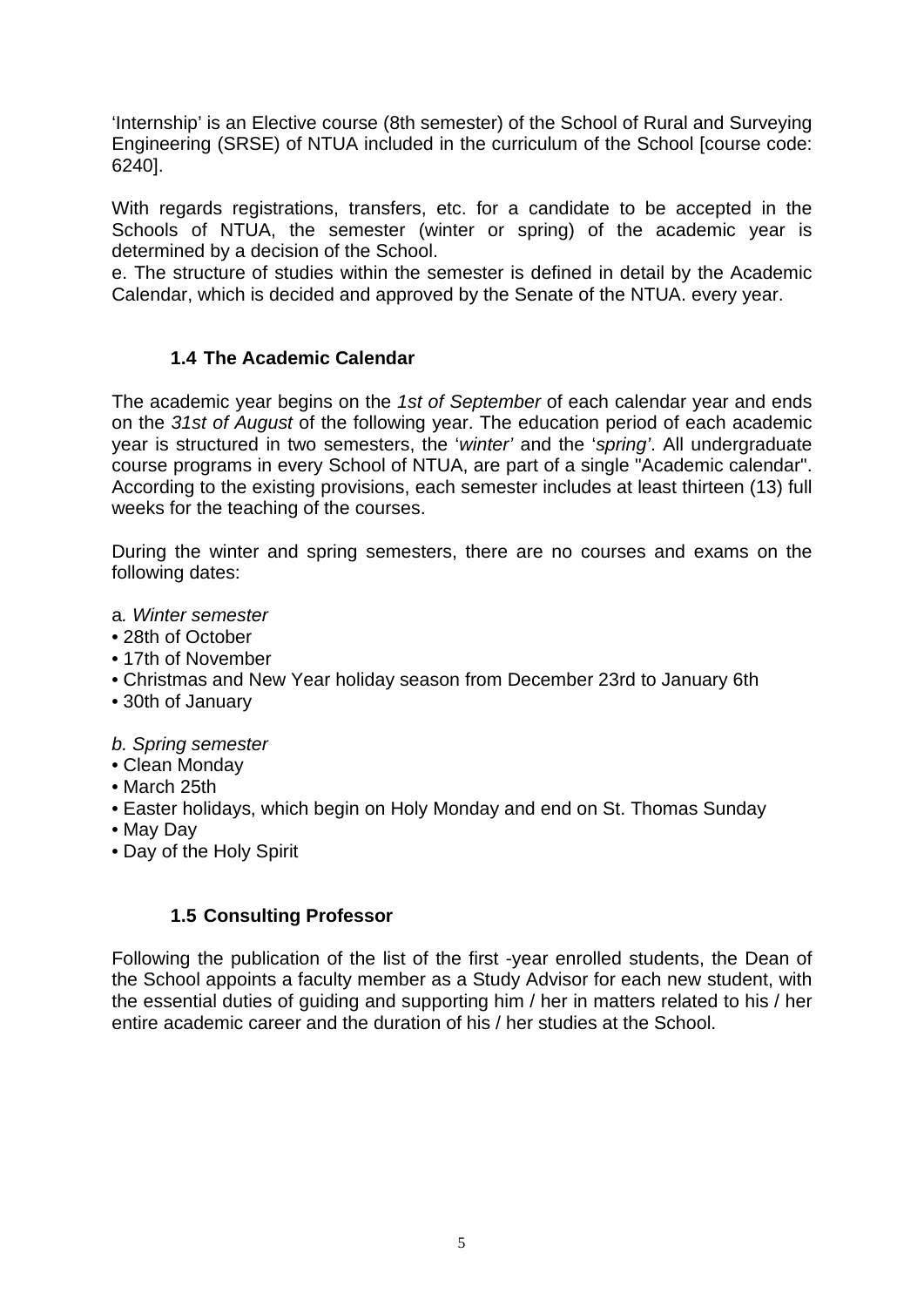'Internship' is an Elective course (8th semester) of the School of Rural and Surveying Engineering (SRSE) of NTUA included in the curriculum of the School [course code: 6240].

With regards registrations, transfers, etc. for a candidate to be accepted in the Schools of NTUA, the semester (winter or spring) of the academic year is determined by a decision of the School.

e. The structure of studies within the semester is defined in detail by the Academic Calendar, which is decided and approved by the Senate of the NTUA. every year.

### 1.4 The Academic Calendar

The academic year begins on the *1st of September* of each calendar year and ends on the *31st of August* of the following year. The education period of each academic year is structured in two semesters, the '*winter*' and the '*spring*'. All undergraduate course programs in every School of NTUA, are part of a single "Academic calendar". According to the existing provisions, each semester includes at least thirteen (13) full weeks for the teaching of the courses.

During the winter and spring semesters, there are no courses and exams on the following dates:

a*. Winter semester*

- 28th of October
- 17th of November
- Christmas and New Year holiday season from December 23rd to January 6th
- 30th of January

*b. Spring semester*

- Clean Monday
- March 25th
- Easter holidays, which begin on Holy Monday and end on St. Thomas Sunday
- May Day
- Day of the Holy Spirit

### 1.5 Consulting Professor

Following the publication of the list of the first -year enrolled students, the Dean of the School appoints a faculty member as a Study Advisor for each new student, with the essential duties of guiding and supporting him / her in matters related to his / her entire academic career and the duration of his / her studies at the School.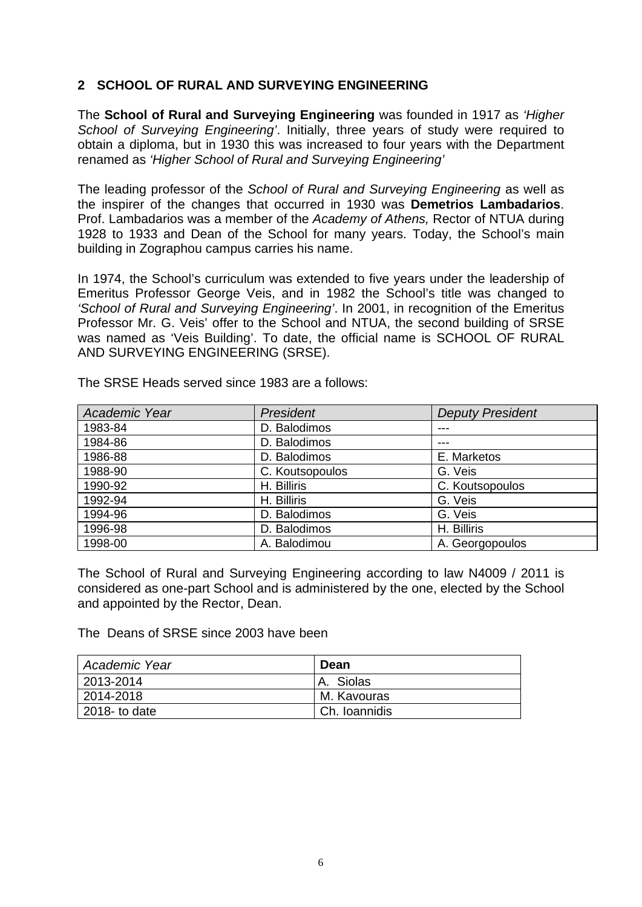## 2 SCHOOL OF RURAL AND SURVEYING ENGINEERING

The **School of Rural and Surveying Engineering** was founded in 1917 as *'Higher School of Surveying Engineering'*. Initially, three years of study were required to obtain a diploma, but in 1930 this was increased to four years with the Department renamed as *'Higher School of Rural and Surveying Engineering'*

The leading professor of the *School of Rural and Surveying Engineering* as well as the inspirer of the changes that occurred in 1930 was **Demetrios Lambadarios**. Prof. Lambadarios was a member of the *Academy of Athens,* Rector of NTUA during 1928 to 1933 and Dean of the School for many years. Today, the School's main building in Zographou campus carries his name.

In 1974, the School's curriculum was extended to five years under the leadership of Emeritus Professor George Veis, and in 1982 the School's title was changed to *'School of Rural and Surveying Engineering'*. In 2001, in recognition of the Emeritus Professor Mr. G. Veis' offer to the School and NTUA, the second building of SRSE was named as 'Veis Building'. To date, the official name is SCHOOL OF RURAL AND SURVEYING ENGINEERING (SRSE).

The SRSE Heads served since 1983 are a follows:

| *Academic Year* | *President* | *Deputy President* |
|---|---|---|
| 1983-84 | D. Balodimos | --- |
| 1984-86 | D. Balodimos | --- |
| 1986-88 | D. Balodimos | E. Marketos |
| 1988-90 | C. Koutsopoulos | G. Veis |
| 1990-92 | H. Billiris | C. Koutsopoulos |
| 1992-94 | H. Billiris | G. Veis |
| 1994-96 | D. Balodimos | G. Veis |
| 1996-98 | D. Balodimos | H. Billiris |
| 1998-00 | A. Balodimou | A. Georgopoulos |

The School of Rural and Surveying Engineering according to law N4009 / 2011 is considered as one-part School and is administered by the one, elected by the School and appointed by the Rector, Dean.

The Deans of SRSE since 2003 have been

| *Academic Year* | **Dean** |
|---|---|
| 2013-2014 | A. Siolas |
| 2014-2018 | M. Kavouras |
| 2018- to date | Ch. Ioannidis |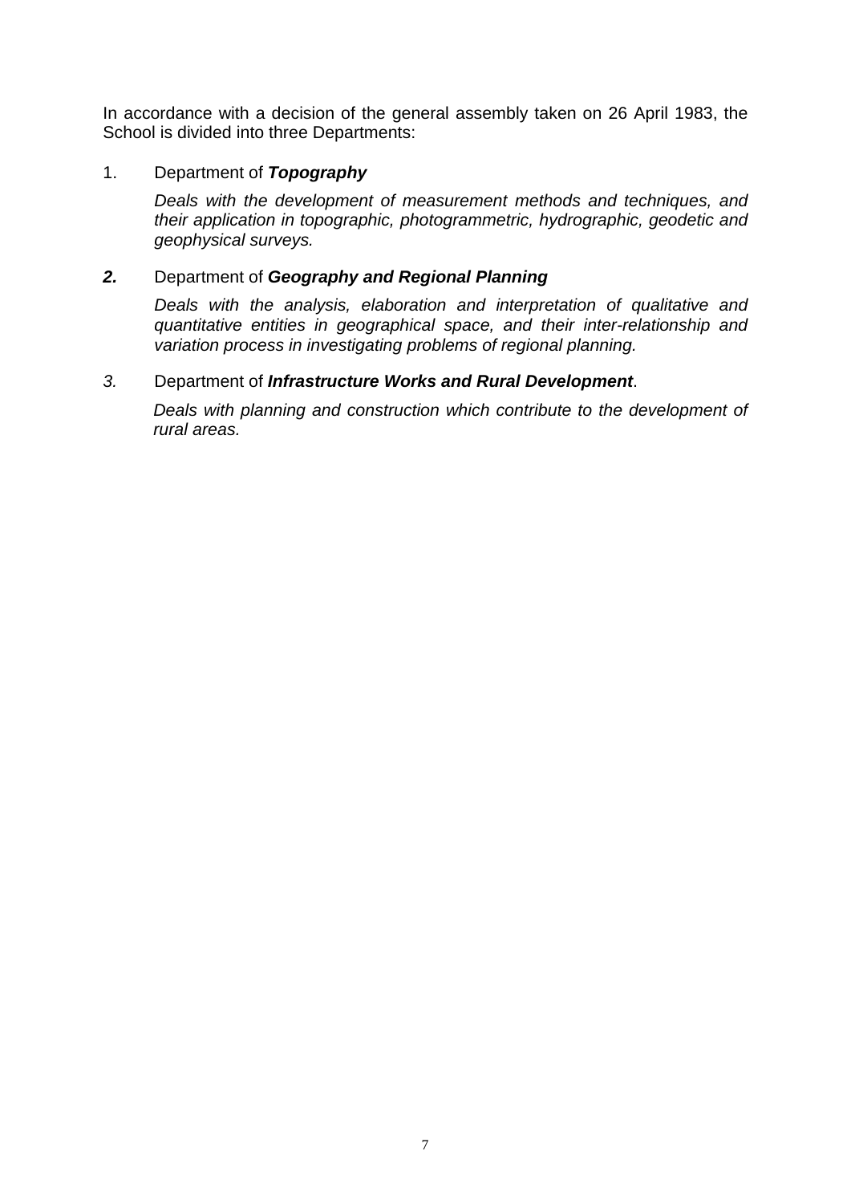In accordance with a decision of the general assembly taken on 26 April 1983, the School is divided into three Departments:

1. Department of ***Topography***

   *Deals with the development of measurement methods and techniques, and their application in topographic, photogrammetric, hydrographic, geodetic and geophysical surveys.*

2. Department of ***Geography and Regional Planning***

   *Deals with the analysis, elaboration and interpretation of qualitative and quantitative entities in geographical space, and their inter-relationship and variation process in investigating problems of regional planning.*

3. Department of ***Infrastructure Works and Rural Development***.

   *Deals with planning and construction which contribute to the development of rural areas.*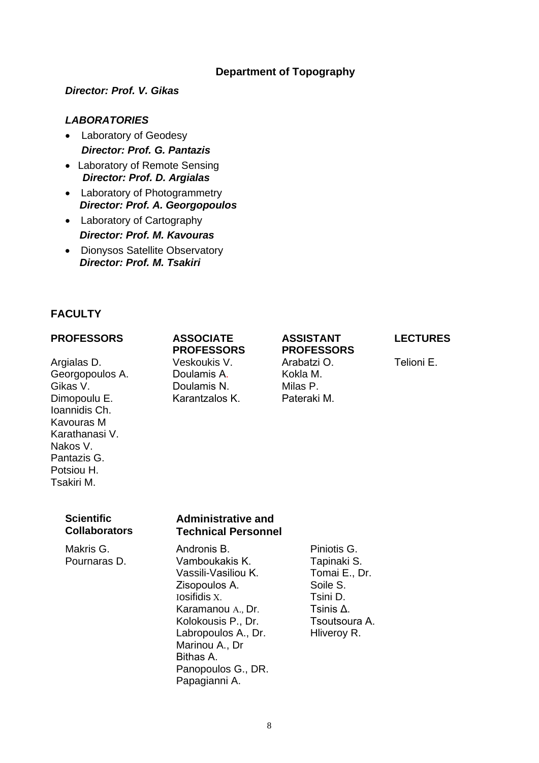## Department of Topography

***Director: Prof. V. Gikas***

***LABORATORIES***

- Laboratory of Geodesy
  ***Director: Prof. G. Pantazis***
- Laboratory of Remote Sensing
  ***Director: Prof. D. Argialas***
- Laboratory of Photogrammetry
  ***Director: Prof. A. Georgopoulos***
- Laboratory of Cartography
  ***Director: Prof. M. Kavouras***
- Dionysos Satellite Observatory
  ***Director: Prof. M. Tsakiri***

### FACULTY

| PROFESSORS | ASSOCIATE PROFESSORS | ASSISTANT PROFESSORS | LECTURES |
|---|---|---|---|
| Argialas D. | Veskoukis V. | Arabatzi O. | Telioni E. |
| Georgopoulos A. | Doulamis A. | Kokla M. | |
| Gikas V. | Doulamis N. | Milas P. | |
| Dimopoulu E. | Karantzalos K. | Pateraki M. | |
| Ioannidis Ch. | | | |
| Kavouras M | | | |
| Karathanasi V. | | | |
| Nakos V. | | | |
| Pantazis G. | | | |
| Potsiou H. | | | |
| Tsakiri M. | | | |

| Scientific Collaborators | Administrative and Technical Personnel | |
|---|---|---|
| Makris G. | Andronis B. | Piniotis G. |
| Pournaras D. | Vamboukakis K. | Tapinaki S. |
| | Vassili-Vasiliou K. | Tomai E., Dr. |
| | Zisopoulos A. | Soile S. |
| | Iosifidis X. | Tsini D. |
| | Karamanou A., Dr. | Tsinis Δ. |
| | Kolokousis P., Dr. | Tsoutsoura A. |
| | Labropoulos A., Dr. | Hliveroy R. |
| | Marinou A., Dr | |
| | Bithas A. | |
| | Panopoulos G., DR. | |
| | Papagianni A. | |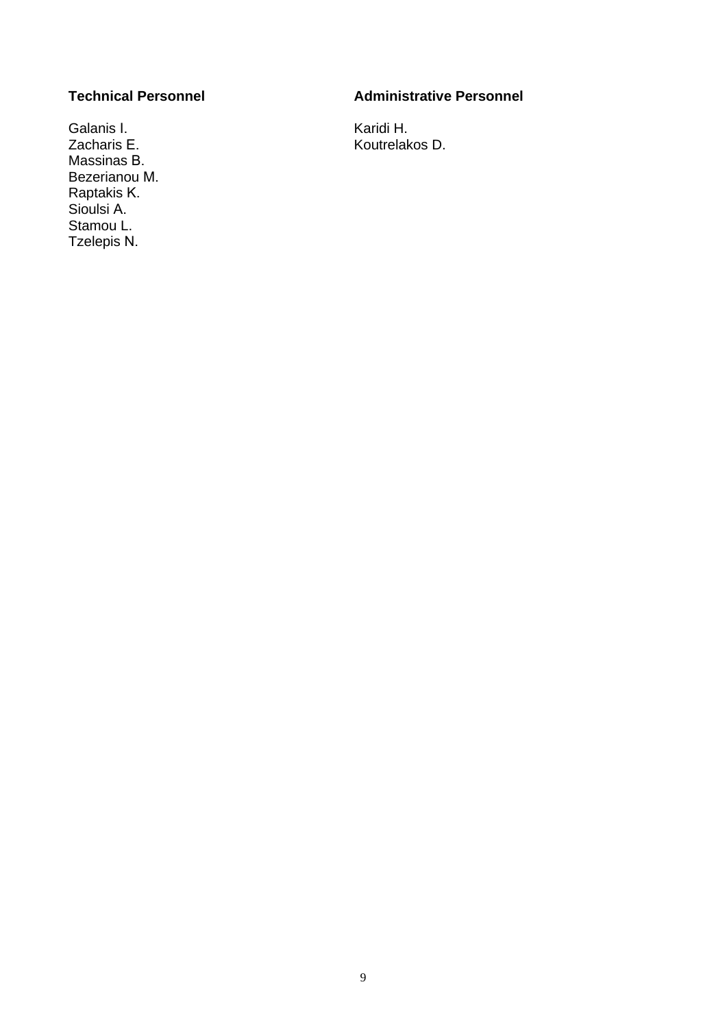**Technical Personnel**

Galanis I.
Zacharis E.
Massinas B.
Bezerianou M.
Raptakis K.
Sioulsi A.
Stamou L.
Tzelepis N.

**Administrative Personnel**

Karidi H.
Koutrelakos D.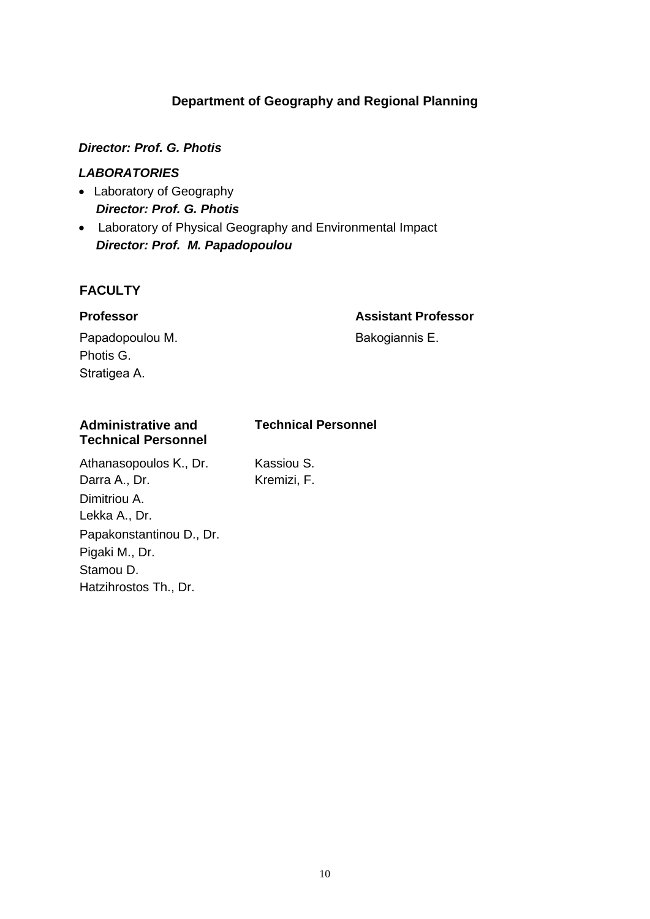## Department of Geography and Regional Planning

***Director: Prof. G. Photis***

***LABORATORIES***

- Laboratory of Geography
  ***Director: Prof. G. Photis***
- Laboratory of Physical Geography and Environmental Impact
  ***Director: Prof. M. Papadopoulou***

### FACULTY

**Professor**

Papadopoulou M.
Photis G.
Stratigea A.

**Assistant Professor**

Bakogiannis E.

**Administrative and Technical Personnel**

Athanasopoulos K., Dr.
Darra A., Dr.
Dimitriou A.
Lekka A., Dr.
Papakonstantinou D., Dr.
Pigaki M., Dr.
Stamou D.
Hatzihrostos Th., Dr.

**Technical Personnel**

Kassiou S.
Kremizi, F.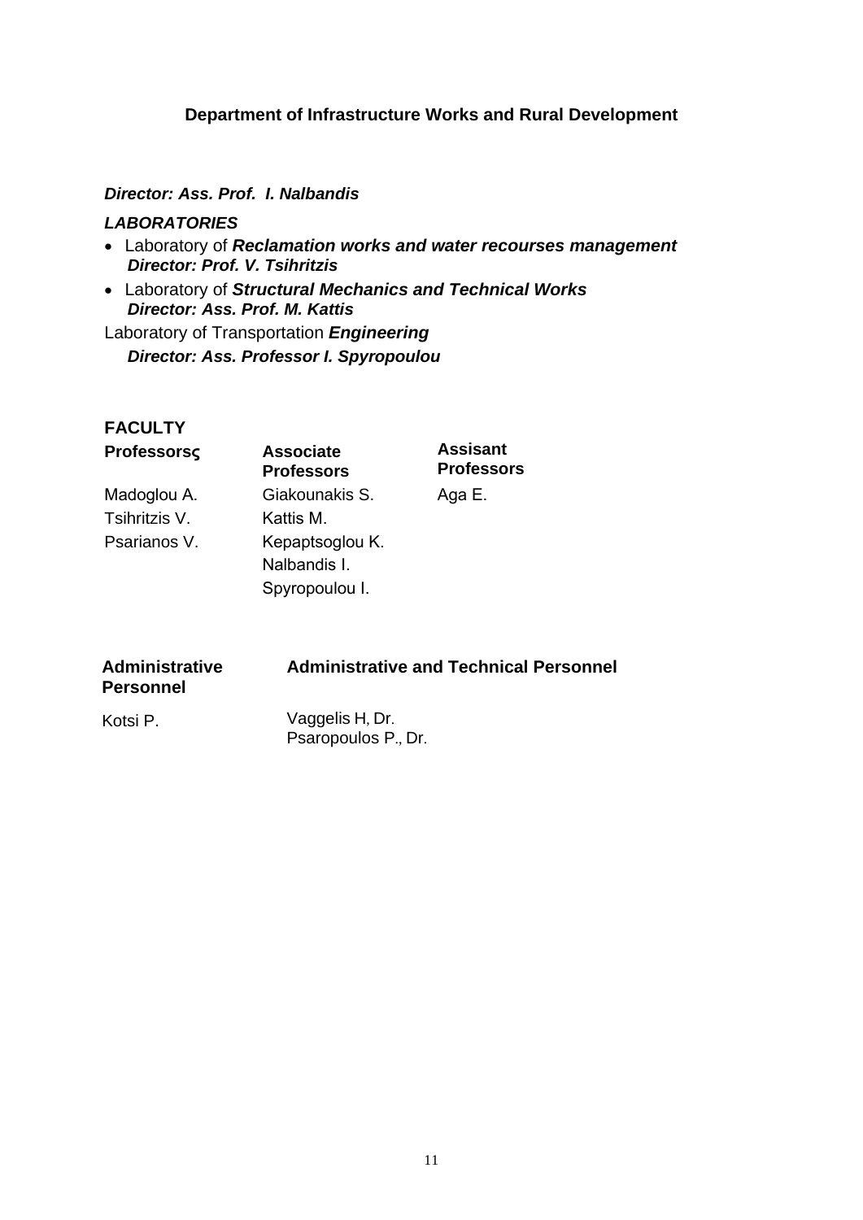## Department of Infrastructure Works and Rural Development

***Director: Ass. Prof. I. Nalbandis***

***LABORATORIES***

- Laboratory of ***Reclamation works and water recourses management***
  ***Director: Prof. V. Tsihritzis***
- Laboratory of ***Structural Mechanics and Technical Works***
  ***Director: Ass. Prof. M. Kattis***

Laboratory of Transportation ***Engineering***

***Director: Ass. Professor I. Spyropoulou***

### FACULTY

| Professorsς | Associate Professors | Assisant Professors |
|---|---|---|
| Madoglou A. | Giakounakis S. | Aga E. |
| Tsihritzis V. | Kattis M. | |
| Psarianos V. | Kepaptsoglou K. | |
| | Nalbandis I. | |
| | Spyropoulou I. | |

| Administrative Personnel | Administrative and Technical Personnel |
|---|---|
| Kotsi P. | Vaggelis H, Dr. |
| | Psaropoulos P., Dr. |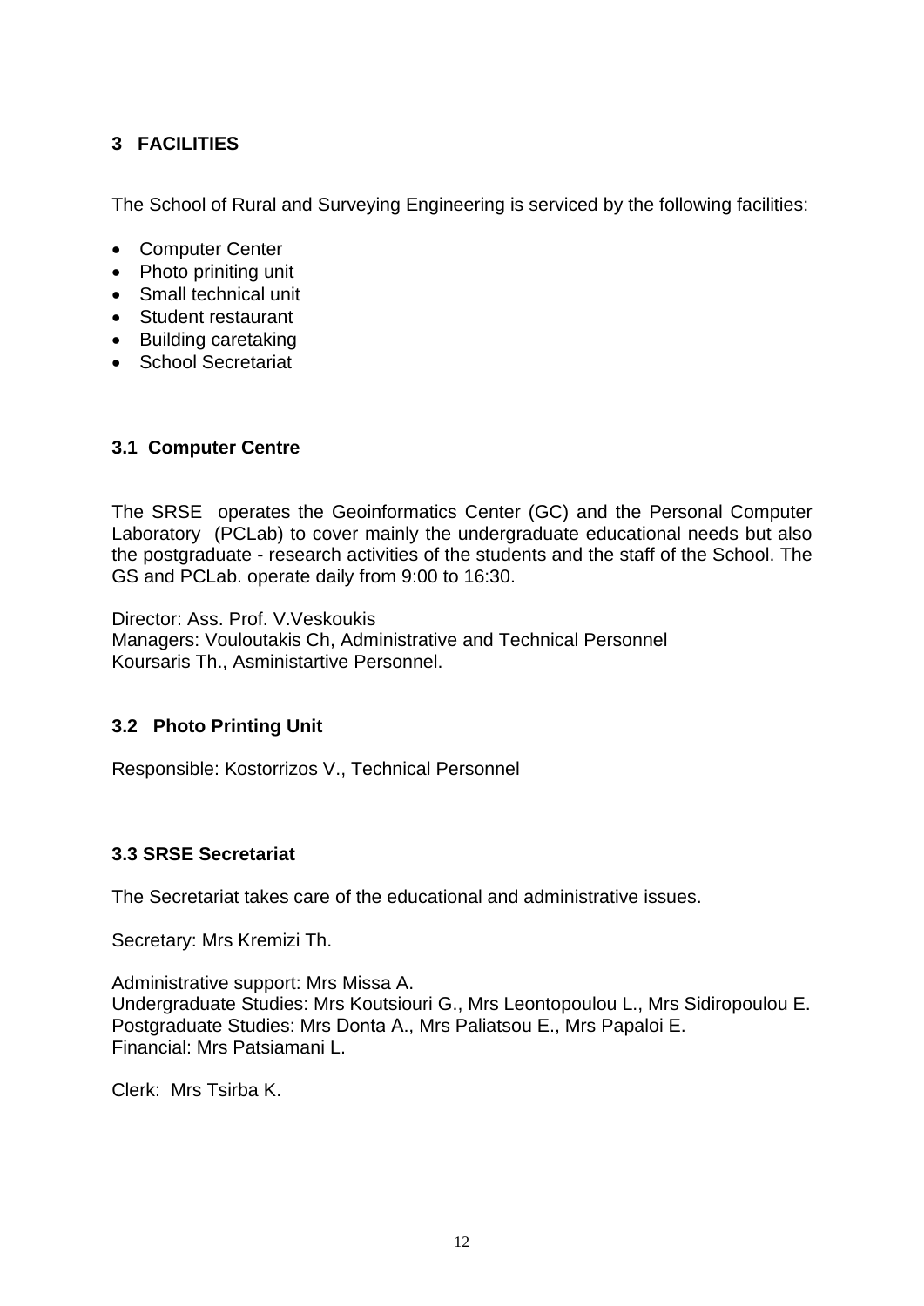## 3 FACILITIES

The School of Rural and Surveying Engineering is serviced by the following facilities:

- Computer Center
- Photo priniting unit
- Small technical unit
- Student restaurant
- Building caretaking
- School Secretariat

### 3.1 Computer Centre

The SRSE operates the Geoinformatics Center (GC) and the Personal Computer Laboratory (PCLab) to cover mainly the undergraduate educational needs but also the postgraduate - research activities of the students and the staff of the School. The GS and PCLab. operate daily from 9:00 to 16:30.

Director: Ass. Prof. V.Veskoukis
Managers: Vouloutakis Ch, Administrative and Technical Personnel
Koursaris Th., Asministartive Personnel.

### 3.2 Photo Printing Unit

Responsible: Kostorrizos V., Technical Personnel

### 3.3 SRSE Secretariat

The Secretariat takes care of the educational and administrative issues.

Secretary: Mrs Kremizi Th.

Administrative support: Mrs Missa A.
Undergraduate Studies: Mrs Koutsiouri G., Mrs Leontopoulou L., Mrs Sidiropoulou E.
Postgraduate Studies: Mrs Donta A., Mrs Paliatsou E., Mrs Papaloi E.
Financial: Mrs Patsiamani L.

Clerk: Mrs Tsirba K.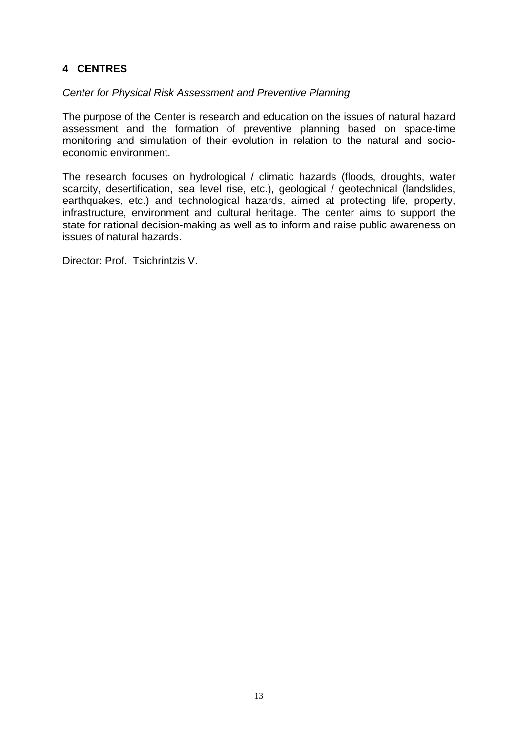## 4 CENTRES

*Center for Physical Risk Assessment and Preventive Planning*

The purpose of the Center is research and education on the issues of natural hazard assessment and the formation of preventive planning based on space-time monitoring and simulation of their evolution in relation to the natural and socio-economic environment.

The research focuses on hydrological / climatic hazards (floods, droughts, water scarcity, desertification, sea level rise, etc.), geological / geotechnical (landslides, earthquakes, etc.) and technological hazards, aimed at protecting life, property, infrastructure, environment and cultural heritage. The center aims to support the state for rational decision-making as well as to inform and raise public awareness on issues of natural hazards.

Director: Prof. Tsichrintzis V.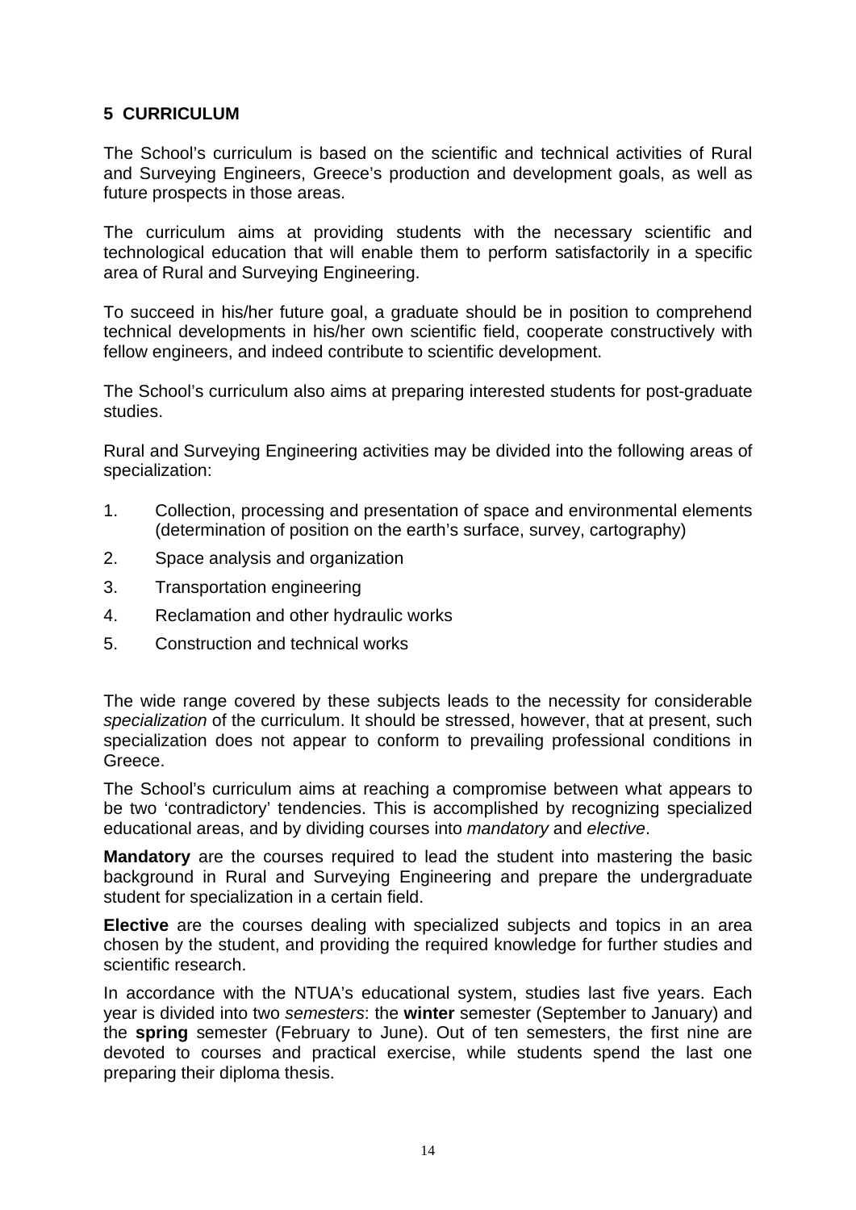## 5 CURRICULUM

The School's curriculum is based on the scientific and technical activities of Rural and Surveying Engineers, Greece's production and development goals, as well as future prospects in those areas.

The curriculum aims at providing students with the necessary scientific and technological education that will enable them to perform satisfactorily in a specific area of Rural and Surveying Engineering.

To succeed in his/her future goal, a graduate should be in position to comprehend technical developments in his/her own scientific field, cooperate constructively with fellow engineers, and indeed contribute to scientific development.

The School's curriculum also aims at preparing interested students for post-graduate studies.

Rural and Surveying Engineering activities may be divided into the following areas of specialization:

1. Collection, processing and presentation of space and environmental elements (determination of position on the earth's surface, survey, cartography)
2. Space analysis and organization
3. Transportation engineering
4. Reclamation and other hydraulic works
5. Construction and technical works

The wide range covered by these subjects leads to the necessity for considerable *specialization* of the curriculum. It should be stressed, however, that at present, such specialization does not appear to conform to prevailing professional conditions in Greece.

The School's curriculum aims at reaching a compromise between what appears to be two 'contradictory' tendencies. This is accomplished by recognizing specialized educational areas, and by dividing courses into *mandatory* and *elective*.

**Mandatory** are the courses required to lead the student into mastering the basic background in Rural and Surveying Engineering and prepare the undergraduate student for specialization in a certain field.

**Elective** are the courses dealing with specialized subjects and topics in an area chosen by the student, and providing the required knowledge for further studies and scientific research.

In accordance with the NTUA's educational system, studies last five years. Each year is divided into two *semesters*: the **winter** semester (September to January) and the **spring** semester (February to June). Out of ten semesters, the first nine are devoted to courses and practical exercise, while students spend the last one preparing their diploma thesis.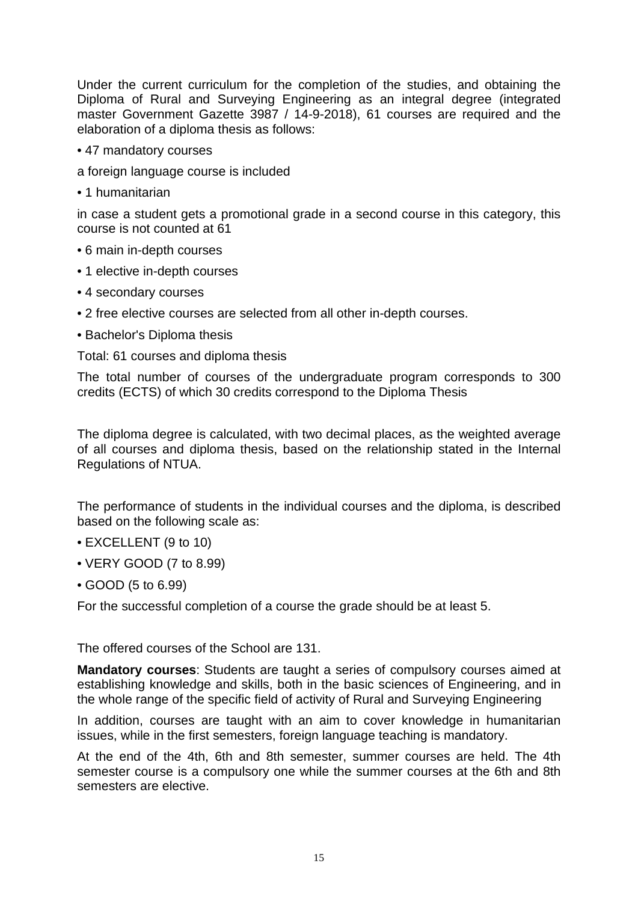Under the current curriculum for the completion of the studies, and obtaining the Diploma of Rural and Surveying Engineering as an integral degree (integrated master Government Gazette 3987 / 14-9-2018), 61 courses are required and the elaboration of a diploma thesis as follows:

- 47 mandatory courses

a foreign language course is included

- 1 humanitarian

in case a student gets a promotional grade in a second course in this category, this course is not counted at 61

- 6 main in-depth courses
- 1 elective in-depth courses
- 4 secondary courses
- 2 free elective courses are selected from all other in-depth courses.
- Bachelor's Diploma thesis

Total: 61 courses and diploma thesis

The total number of courses of the undergraduate program corresponds to 300 credits (ECTS) of which 30 credits correspond to the Diploma Thesis

The diploma degree is calculated, with two decimal places, as the weighted average of all courses and diploma thesis, based on the relationship stated in the Internal Regulations of NTUA.

The performance of students in the individual courses and the diploma, is described based on the following scale as:

- EXCELLENT (9 to 10)
- VERY GOOD (7 to 8.99)
- GOOD (5 to 6.99)

For the successful completion of a course the grade should be at least 5.

The offered courses of the School are 131.

**Mandatory courses**: Students are taught a series of compulsory courses aimed at establishing knowledge and skills, both in the basic sciences of Engineering, and in the whole range of the specific field of activity of Rural and Surveying Engineering

In addition, courses are taught with an aim to cover knowledge in humanitarian issues, while in the first semesters, foreign language teaching is mandatory.

At the end of the 4th, 6th and 8th semester, summer courses are held. The 4th semester course is a compulsory one while the summer courses at the 6th and 8th semesters are elective.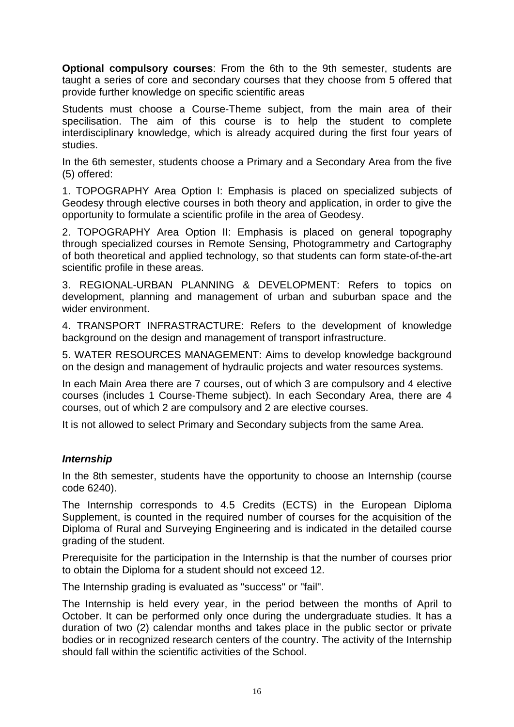**Optional compulsory courses**: From the 6th to the 9th semester, students are taught a series of core and secondary courses that they choose from 5 offered that provide further knowledge on specific scientific areas

Students must choose a Course-Theme subject, from the main area of their specilisation. The aim of this course is to help the student to complete interdisciplinary knowledge, which is already acquired during the first four years of studies.

In the 6th semester, students choose a Primary and a Secondary Area from the five (5) offered:

1. TOPOGRAPHY Area Option I: Emphasis is placed on specialized subjects of Geodesy through elective courses in both theory and application, in order to give the opportunity to formulate a scientific profile in the area of Geodesy.

2. TOPOGRAPHY Area Option II: Emphasis is placed on general topography through specialized courses in Remote Sensing, Photogrammetry and Cartography of both theoretical and applied technology, so that students can form state-of-the-art scientific profile in these areas.

3. REGIONAL-URBAN PLANNING & DEVELOPMENT: Refers to topics on development, planning and management of urban and suburban space and the wider environment.

4. TRANSPORT INFRASTRACTURE: Refers to the development of knowledge background on the design and management of transport infrastructure.

5. WATER RESOURCES MANAGEMENT: Aims to develop knowledge background on the design and management of hydraulic projects and water resources systems.

In each Main Area there are 7 courses, out of which 3 are compulsory and 4 elective courses (includes 1 Course-Theme subject). In each Secondary Area, there are 4 courses, out of which 2 are compulsory and 2 are elective courses.

It is not allowed to select Primary and Secondary subjects from the same Area.

### ***Internship***

In the 8th semester, students have the opportunity to choose an Internship (course code 6240).

The Internship corresponds to 4.5 Credits (ECTS) in the European Diploma Supplement, is counted in the required number of courses for the acquisition of the Diploma of Rural and Surveying Engineering and is indicated in the detailed course grading of the student.

Prerequisite for the participation in the Internship is that the number of courses prior to obtain the Diploma for a student should not exceed 12.

The Internship grading is evaluated as "success" or "fail".

The Internship is held every year, in the period between the months of April to October. It can be performed only once during the undergraduate studies. It has a duration of two (2) calendar months and takes place in the public sector or private bodies or in recognized research centers of the country. The activity of the Internship should fall within the scientific activities of the School.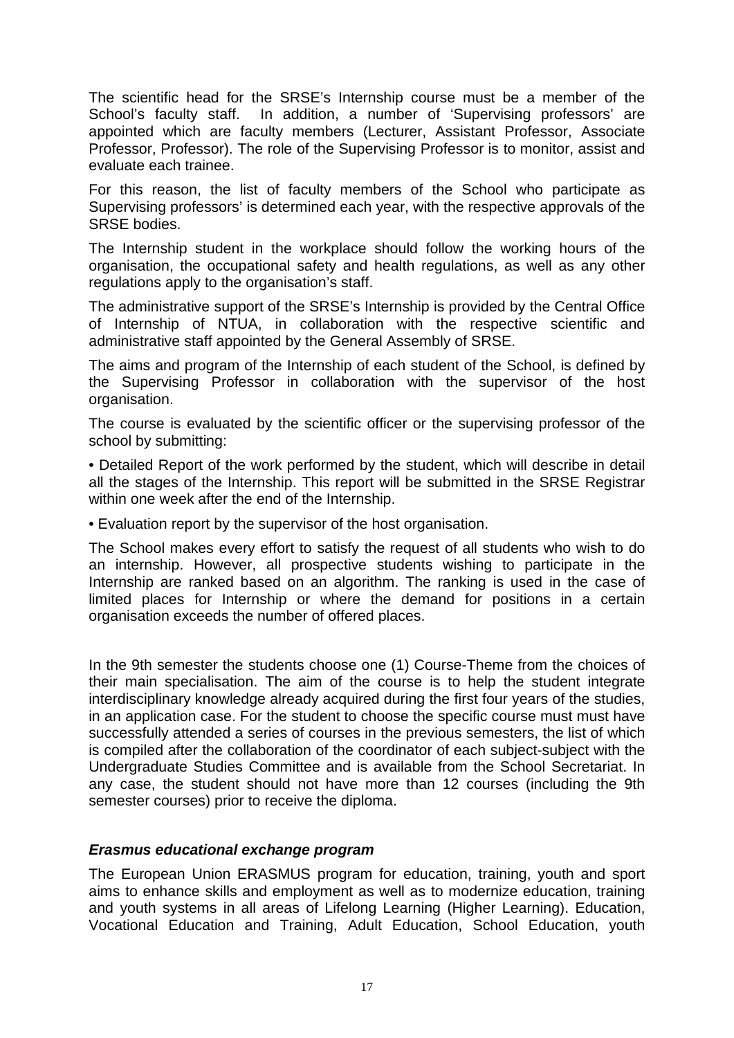The scientific head for the SRSE's Internship course must be a member of the School's faculty staff. In addition, a number of 'Supervising professors' are appointed which are faculty members (Lecturer, Assistant Professor, Associate Professor, Professor). The role of the Supervising Professor is to monitor, assist and evaluate each trainee.

For this reason, the list of faculty members of the School who participate as Supervising professors' is determined each year, with the respective approvals of the SRSE bodies.

The Internship student in the workplace should follow the working hours of the organisation, the occupational safety and health regulations, as well as any other regulations apply to the organisation's staff.

The administrative support of the SRSE's Internship is provided by the Central Office of Internship of NTUA, in collaboration with the respective scientific and administrative staff appointed by the General Assembly of SRSE.

The aims and program of the Internship of each student of the School, is defined by the Supervising Professor in collaboration with the supervisor of the host organisation.

The course is evaluated by the scientific officer or the supervising professor of the school by submitting:

• Detailed Report of the work performed by the student, which will describe in detail all the stages of the Internship. This report will be submitted in the SRSE Registrar within one week after the end of the Internship.

• Evaluation report by the supervisor of the host organisation.

The School makes every effort to satisfy the request of all students who wish to do an internship. However, all prospective students wishing to participate in the Internship are ranked based on an algorithm. The ranking is used in the case of limited places for Internship or where the demand for positions in a certain organisation exceeds the number of offered places.

In the 9th semester the students choose one (1) Course-Theme from the choices of their main specialisation. The aim of the course is to help the student integrate interdisciplinary knowledge already acquired during the first four years of the studies, in an application case. For the student to choose the specific course must must have successfully attended a series of courses in the previous semesters, the list of which is compiled after the collaboration of the coordinator of each subject-subject with the Undergraduate Studies Committee and is available from the School Secretariat. In any case, the student should not have more than 12 courses (including the 9th semester courses) prior to receive the diploma.

### ***Erasmus educational exchange program***

The European Union ERASMUS program for education, training, youth and sport aims to enhance skills and employment as well as to modernize education, training and youth systems in all areas of Lifelong Learning (Higher Learning). Education, Vocational Education and Training, Adult Education, School Education, youth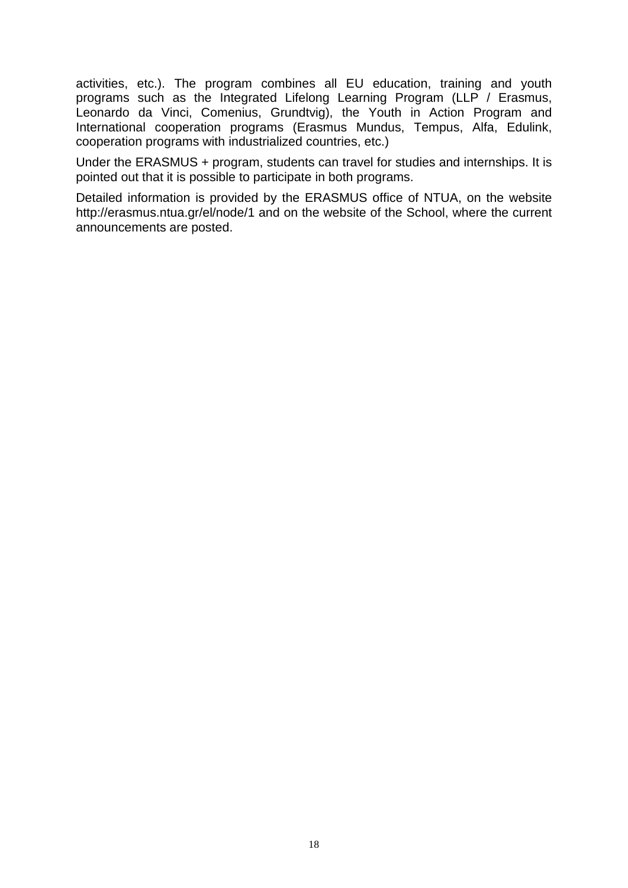activities, etc.). The program combines all EU education, training and youth programs such as the Integrated Lifelong Learning Program (LLP / Erasmus, Leonardo da Vinci, Comenius, Grundtvig), the Youth in Action Program and International cooperation programs (Erasmus Mundus, Tempus, Alfa, Edulink, cooperation programs with industrialized countries, etc.)

Under the ERASMUS + program, students can travel for studies and internships. It is pointed out that it is possible to participate in both programs.

Detailed information is provided by the ERASMUS office of NTUA, on the website http://erasmus.ntua.gr/el/node/1 and on the website of the School, where the current announcements are posted.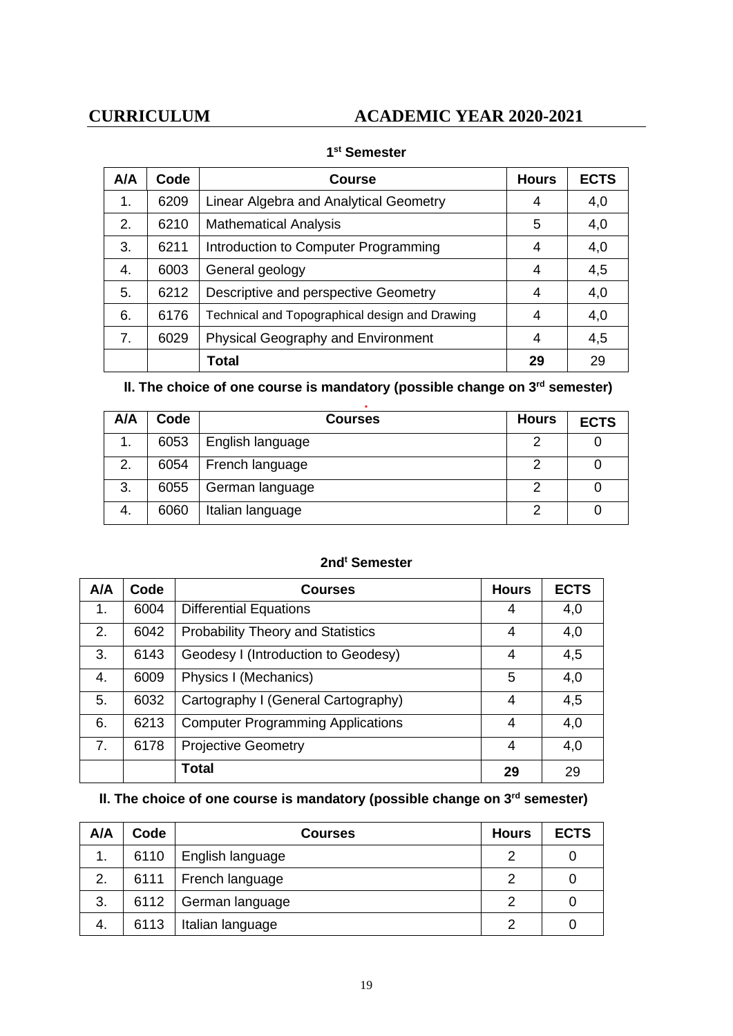# CURRICULUM ACADEMIC YEAR 2020-2021

### 1st Semester

| A/A | Code | Course | Hours | ECTS |
|---|---|---|---|---|
| 1. | 6209 | Linear Algebra and Analytical Geometry | 4 | 4,0 |
| 2. | 6210 | Mathematical Analysis | 5 | 4,0 |
| 3. | 6211 | Introduction to Computer Programming | 4 | 4,0 |
| 4. | 6003 | General geology | 4 | 4,5 |
| 5. | 6212 | Descriptive and perspective Geometry | 4 | 4,0 |
| 6. | 6176 | Technical and Topographical design and Drawing | 4 | 4,0 |
| 7. | 6029 | Physical Geography and Environment | 4 | 4,5 |
| | | **Total** | **29** | 29 |

**II. The choice of one course is mandatory (possible change on 3rd semester)**

| A/A | Code | Courses | Hours | ECTS |
|---|---|---|---|---|
| 1. | 6053 | English language | 2 | 0 |
| 2. | 6054 | French language | 2 | 0 |
| 3. | 6055 | German language | 2 | 0 |
| 4. | 6060 | Italian language | 2 | 0 |

### 2nd Semester

| A/A | Code | Courses | Hours | ECTS |
|---|---|---|---|---|
| 1. | 6004 | Differential Equations | 4 | 4,0 |
| 2. | 6042 | Probability Theory and Statistics | 4 | 4,0 |
| 3. | 6143 | Geodesy I (Introduction to Geodesy) | 4 | 4,5 |
| 4. | 6009 | Physics I (Mechanics) | 5 | 4,0 |
| 5. | 6032 | Cartography I (General Cartography) | 4 | 4,5 |
| 6. | 6213 | Computer Programming Applications | 4 | 4,0 |
| 7. | 6178 | Projective Geometry | 4 | 4,0 |
| | | **Total** | **29** | 29 |

**II. The choice of one course is mandatory (possible change on 3rd semester)**

| A/A | Code | Courses | Hours | ECTS |
|---|---|---|---|---|
| 1. | 6110 | English language | 2 | 0 |
| 2. | 6111 | French language | 2 | 0 |
| 3. | 6112 | German language | 2 | 0 |
| 4. | 6113 | Italian language | 2 | 0 |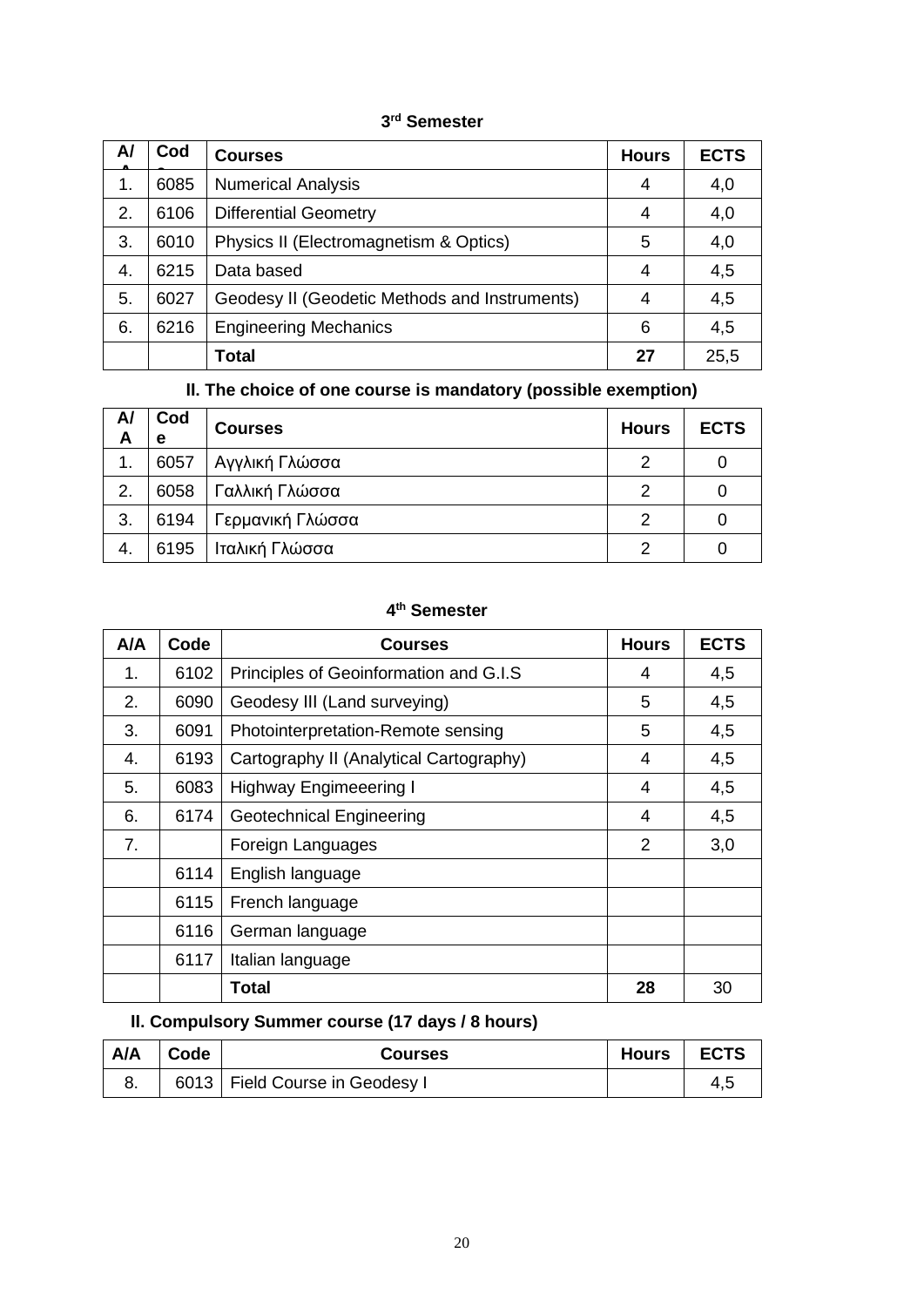### 3rd Semester

| A/A | Code | Courses | Hours | ECTS |
|---|---|---|---|---|
| 1. | 6085 | Numerical Analysis | 4 | 4,0 |
| 2. | 6106 | Differential Geometry | 4 | 4,0 |
| 3. | 6010 | Physics II (Electromagnetism & Optics) | 5 | 4,0 |
| 4. | 6215 | Data based | 4 | 4,5 |
| 5. | 6027 | Geodesy II (Geodetic Methods and Instruments) | 4 | 4,5 |
| 6. | 6216 | Engineering Mechanics | 6 | 4,5 |
| | | **Total** | **27** | 25,5 |

**II. The choice of one course is mandatory (possible exemption)**

| A/A | Code | Courses | Hours | ECTS |
|---|---|---|---|---|
| 1. | 6057 | Αγγλική Γλώσσα | 2 | 0 |
| 2. | 6058 | Γαλλική Γλώσσα | 2 | 0 |
| 3. | 6194 | Γερμανική Γλώσσα | 2 | 0 |
| 4. | 6195 | Ιταλική Γλώσσα | 2 | 0 |

### 4th Semester

| A/A | Code | Courses | Hours | ECTS |
|---|---|---|---|---|
| 1. | 6102 | Principles of Geoinformation and G.I.S | 4 | 4,5 |
| 2. | 6090 | Geodesy III (Land surveying) | 5 | 4,5 |
| 3. | 6091 | Photointerpretation-Remote sensing | 5 | 4,5 |
| 4. | 6193 | Cartography II (Analytical Cartography) | 4 | 4,5 |
| 5. | 6083 | Highway Engimeeering I | 4 | 4,5 |
| 6. | 6174 | Geotechnical Engineering | 4 | 4,5 |
| 7. | | Foreign Languages | 2 | 3,0 |
| | 6114 | English language | | |
| | 6115 | French language | | |
| | 6116 | German language | | |
| | 6117 | Italian language | | |
| | | **Total** | **28** | 30 |

**II. Compulsory Summer course (17 days / 8 hours)**

| A/A | Code | Courses | Hours | ECTS |
|---|---|---|---|---|
| 8. | 6013 | Field Course in Geodesy I | | 4,5 |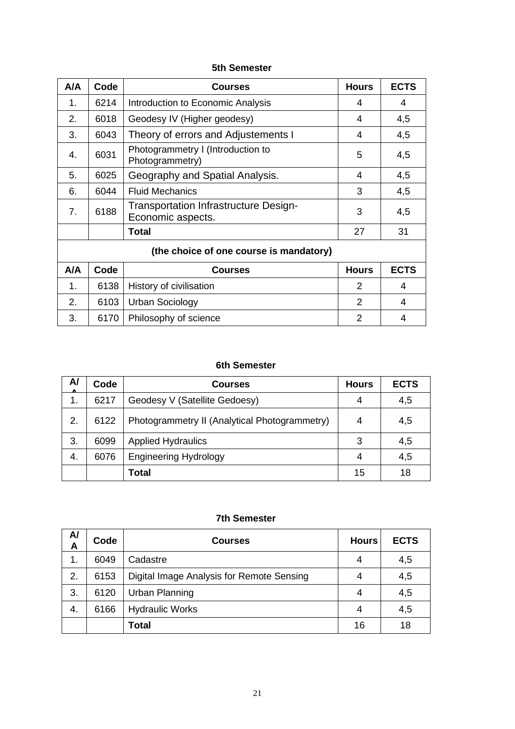**5th Semester**

| A/A | Code | Courses | Hours | ECTS |
|---|---|---|---|---|
| 1. | 6214 | Introduction to Economic Analysis | 4 | 4 |
| 2. | 6018 | Geodesy IV (Higher geodesy) | 4 | 4,5 |
| 3. | 6043 | Theory of errors and Adjustements I | 4 | 4,5 |
| 4. | 6031 | Photogrammetry I (Introduction to Photogrammetry) | 5 | 4,5 |
| 5. | 6025 | Geography and Spatial Analysis. | 4 | 4,5 |
| 6. | 6044 | Fluid Mechanics | 3 | 4,5 |
| 7. | 6188 | Transportation Infrastructure Design-Economic aspects. | 3 | 4,5 |
| | | **Total** | 27 | 31 |
| **(the choice of one course is mandatory)** | | | | |
| **A/A** | **Code** | **Courses** | **Hours** | **ECTS** |
| 1. | 6138 | History of civilisation | 2 | 4 |
| 2. | 6103 | Urban Sociology | 2 | 4 |
| 3. | 6170 | Philosophy of science | 2 | 4 |

**6th Semester**

| A/A | Code | Courses | Hours | ECTS |
|---|---|---|---|---|
| 1. | 6217 | Geodesy V (Satellite Gedoesy) | 4 | 4,5 |
| 2. | 6122 | Photogrammetry II (Analytical Photogrammetry) | 4 | 4,5 |
| 3. | 6099 | Applied Hydraulics | 3 | 4,5 |
| 4. | 6076 | Engineering Hydrology | 4 | 4,5 |
| | | **Total** | 15 | 18 |

**7th Semester**

| A/A | Code | Courses | Hours | ECTS |
|---|---|---|---|---|
| 1. | 6049 | Cadastre | 4 | 4,5 |
| 2. | 6153 | Digital Image Analysis for Remote Sensing | 4 | 4,5 |
| 3. | 6120 | Urban Planning | 4 | 4,5 |
| 4. | 6166 | Hydraulic Works | 4 | 4,5 |
| | | **Total** | 16 | 18 |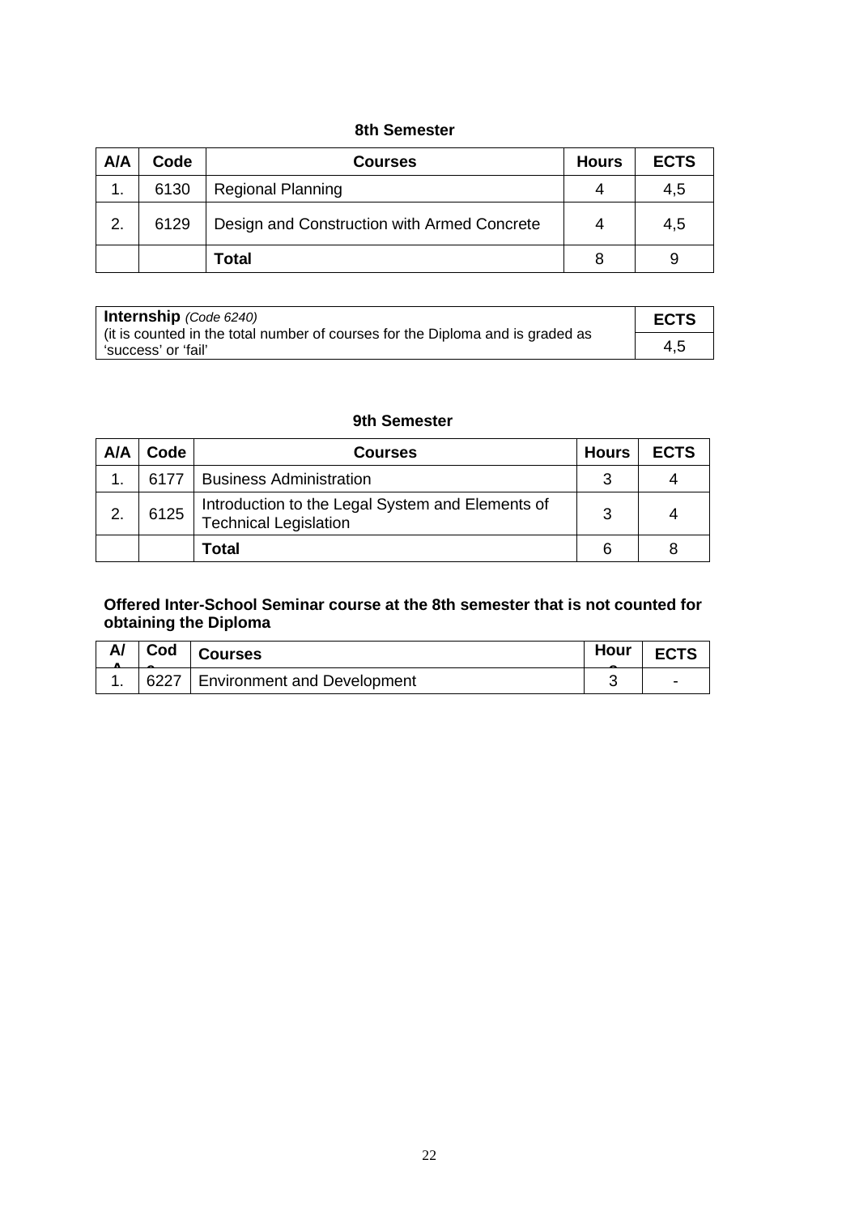### 8th Semester

| A/A | Code | Courses | Hours | ECTS |
|---|---|---|---|---|
| 1. | 6130 | Regional Planning | 4 | 4,5 |
| 2. | 6129 | Design and Construction with Armed Concrete | 4 | 4,5 |
| | | **Total** | 8 | 9 |

| **Internship** *(Code 6240)* (it is counted in the total number of courses for the Diploma and is graded as 'success' or 'fail' | **ECTS** |
|---|---|
| | 4,5 |

### 9th Semester

| A/A | Code | Courses | Hours | ECTS |
|---|---|---|---|---|
| 1. | 6177 | Business Administration | 3 | 4 |
| 2. | 6125 | Introduction to the Legal System and Elements of Technical Legislation | 3 | 4 |
| | | **Total** | 6 | 8 |

**Offered Inter-School Seminar course at the 8th semester that is not counted for obtaining the Diploma**

| A/A | Code | Courses | Hours | ECTS |
|---|---|---|---|---|
| 1. | 6227 | Environment and Development | 3 | - |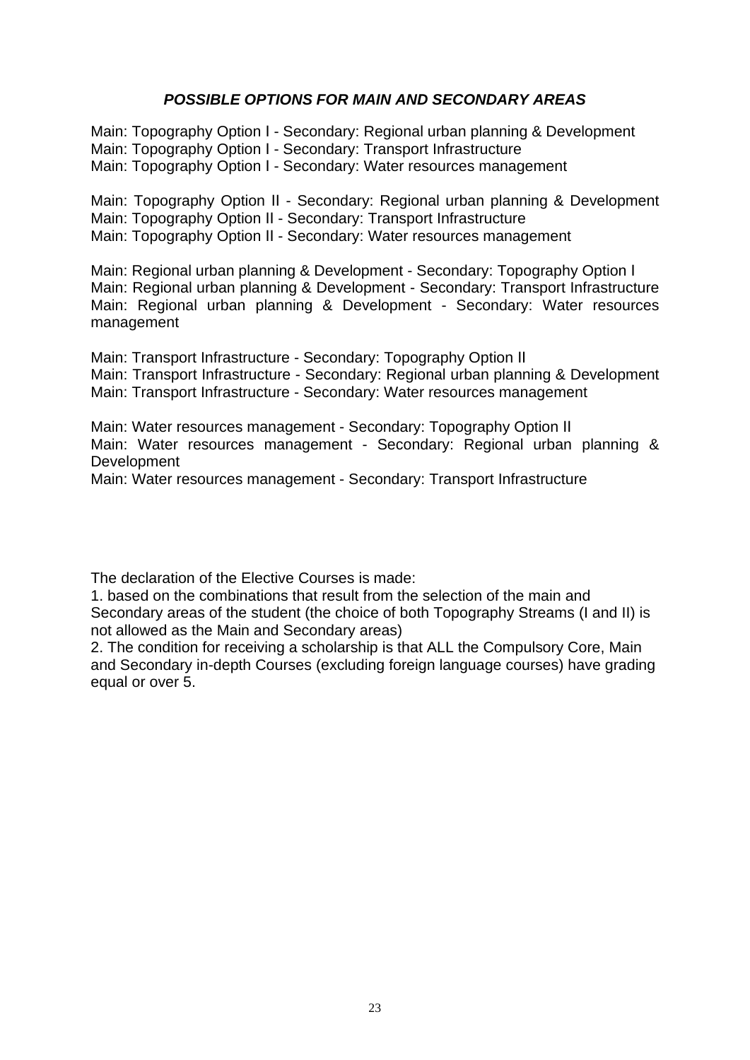## ***POSSIBLE OPTIONS FOR MAIN AND SECONDARY AREAS***

Main: Topography Option I - Secondary: Regional urban planning & Development
Main: Topography Option I - Secondary: Transport Infrastructure
Main: Topography Option I - Secondary: Water resources management

Main: Topography Option II - Secondary: Regional urban planning & Development
Main: Topography Option II - Secondary: Transport Infrastructure
Main: Topography Option II - Secondary: Water resources management

Main: Regional urban planning & Development - Secondary: Topography Option I
Main: Regional urban planning & Development - Secondary: Transport Infrastructure
Main: Regional urban planning & Development - Secondary: Water resources management

Main: Transport Infrastructure - Secondary: Topography Option II
Main: Transport Infrastructure - Secondary: Regional urban planning & Development
Main: Transport Infrastructure - Secondary: Water resources management

Main: Water resources management - Secondary: Topography Option II
Main: Water resources management - Secondary: Regional urban planning & Development
Main: Water resources management - Secondary: Transport Infrastructure

The declaration of the Elective Courses is made:

1. based on the combinations that result from the selection of the main and Secondary areas of the student (the choice of both Topography Streams (I and II) is not allowed as the Main and Secondary areas)
2. The condition for receiving a scholarship is that ALL the Compulsory Core, Main and Secondary in-depth Courses (excluding foreign language courses) have grading equal or over 5.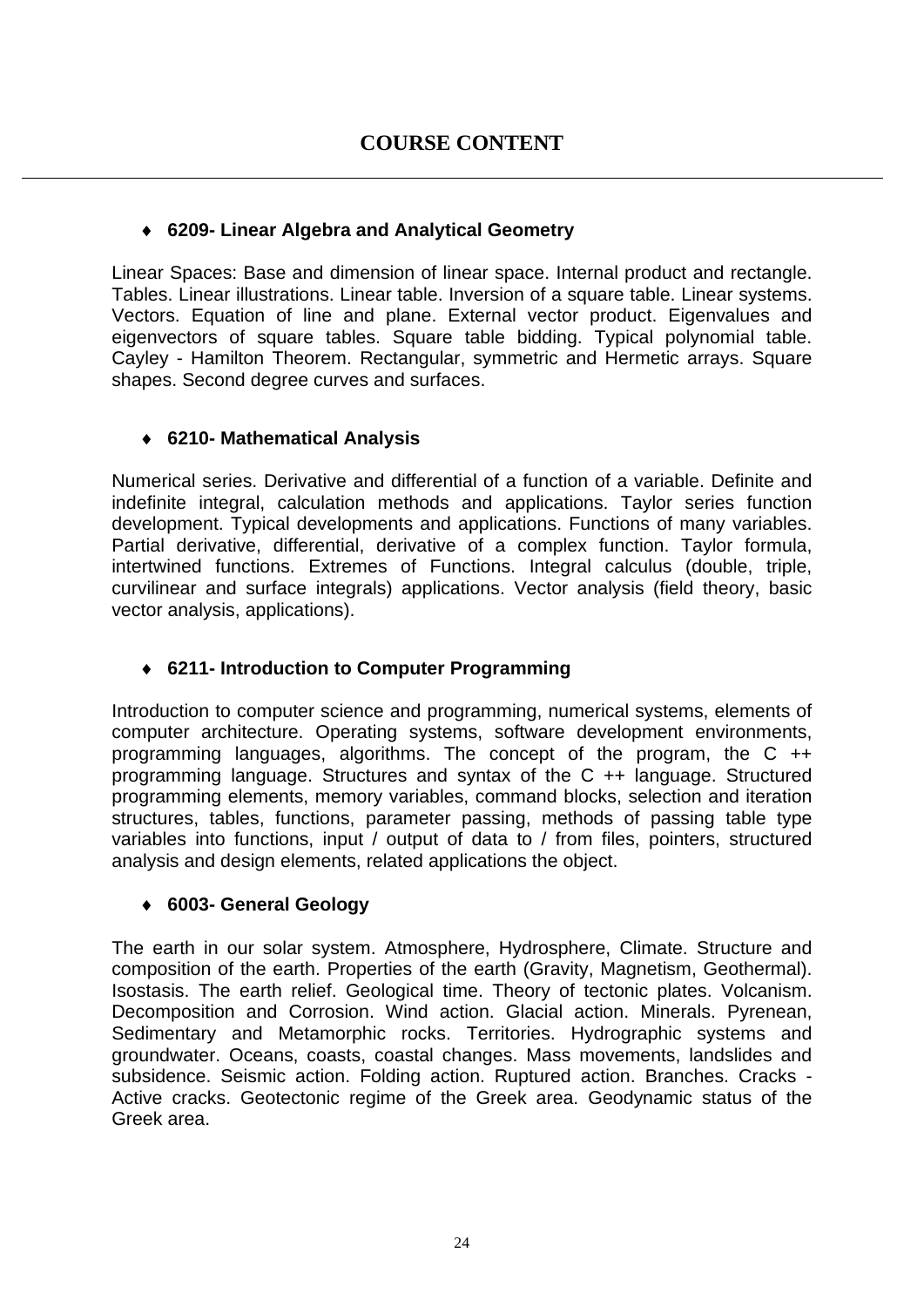# COURSE CONTENT

- **6209- Linear Algebra and Analytical Geometry**

Linear Spaces: Base and dimension of linear space. Internal product and rectangle. Tables. Linear illustrations. Linear table. Inversion of a square table. Linear systems. Vectors. Equation of line and plane. External vector product. Eigenvalues and eigenvectors of square tables. Square table bidding. Typical polynomial table. Cayley - Hamilton Theorem. Rectangular, symmetric and Hermetic arrays. Square shapes. Second degree curves and surfaces.

- **6210- Mathematical Analysis**

Numerical series. Derivative and differential of a function of a variable. Definite and indefinite integral, calculation methods and applications. Taylor series function development. Typical developments and applications. Functions of many variables. Partial derivative, differential, derivative of a complex function. Taylor formula, intertwined functions. Extremes of Functions. Integral calculus (double, triple, curvilinear and surface integrals) applications. Vector analysis (field theory, basic vector analysis, applications).

- **6211- Introduction to Computer Programming**

Introduction to computer science and programming, numerical systems, elements of computer architecture. Operating systems, software development environments, programming languages, algorithms. The concept of the program, the C ++ programming language. Structures and syntax of the C ++ language. Structured programming elements, memory variables, command blocks, selection and iteration structures, tables, functions, parameter passing, methods of passing table type variables into functions, input / output of data to / from files, pointers, structured analysis and design elements, related applications the object.

- **6003- General Geology**

The earth in our solar system. Atmosphere, Hydrosphere, Climate. Structure and composition of the earth. Properties of the earth (Gravity, Magnetism, Geothermal). Isostasis. The earth relief. Geological time. Theory of tectonic plates. Volcanism. Decomposition and Corrosion. Wind action. Glacial action. Minerals. Pyrenean, Sedimentary and Metamorphic rocks. Territories. Hydrographic systems and groundwater. Oceans, coasts, coastal changes. Mass movements, landslides and subsidence. Seismic action. Folding action. Ruptured action. Branches. Cracks - Active cracks. Geotectonic regime of the Greek area. Geodynamic status of the Greek area.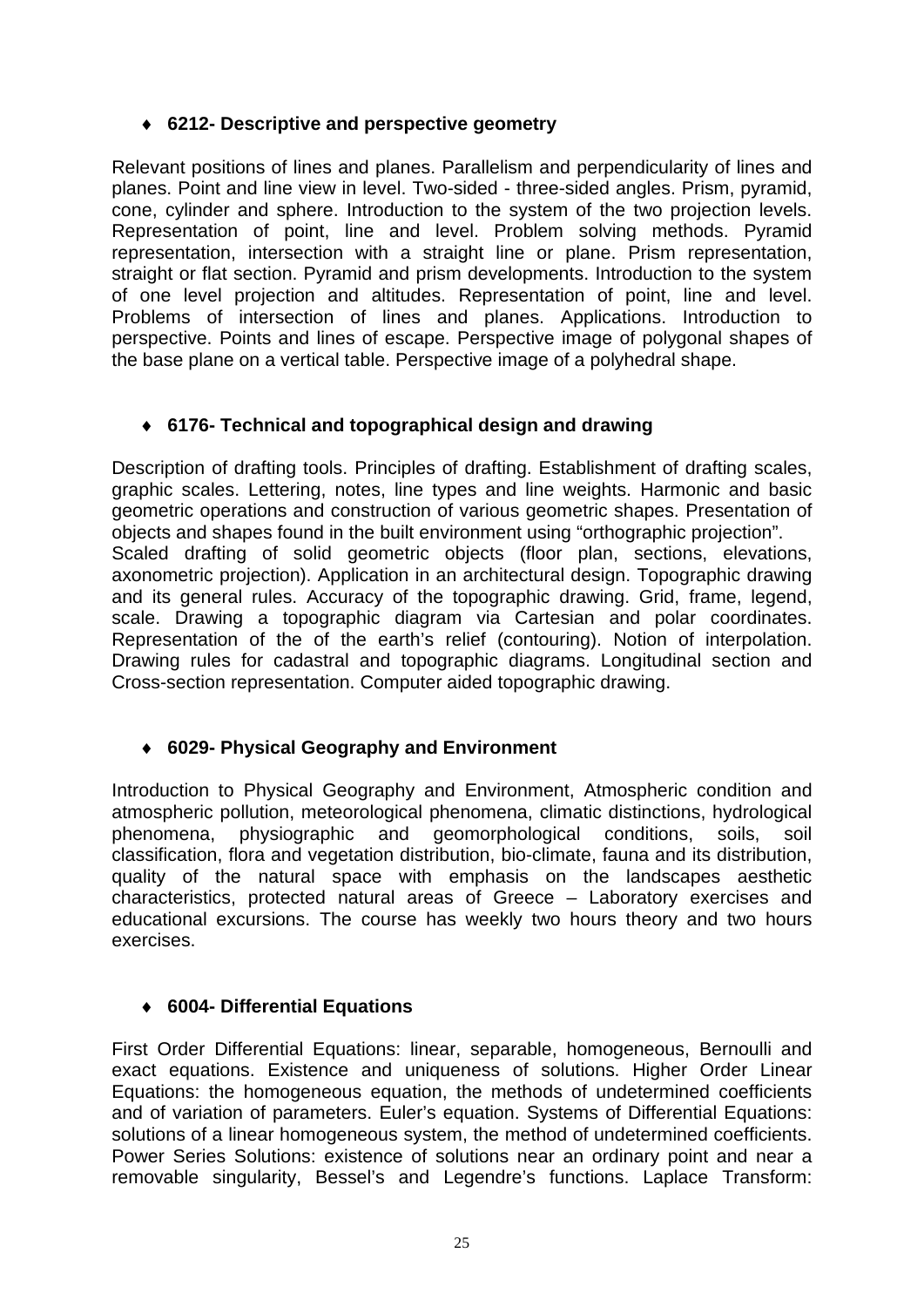- **6212- Descriptive and perspective geometry**

Relevant positions of lines and planes. Parallelism and perpendicularity of lines and planes. Point and line view in level. Two-sided - three-sided angles. Prism, pyramid, cone, cylinder and sphere. Introduction to the system of the two projection levels. Representation of point, line and level. Problem solving methods. Pyramid representation, intersection with a straight line or plane. Prism representation, straight or flat section. Pyramid and prism developments. Introduction to the system of one level projection and altitudes. Representation of point, line and level. Problems of intersection of lines and planes. Applications. Introduction to perspective. Points and lines of escape. Perspective image of polygonal shapes of the base plane on a vertical table. Perspective image of a polyhedral shape.

- **6176- Technical and topographical design and drawing**

Description of drafting tools. Principles of drafting. Establishment of drafting scales, graphic scales. Lettering, notes, line types and line weights. Harmonic and basic geometric operations and construction of various geometric shapes. Presentation of objects and shapes found in the built environment using “orthographic projection”.
Scaled drafting of solid geometric objects (floor plan, sections, elevations, axonometric projection). Application in an architectural design. Topographic drawing and its general rules. Accuracy of the topographic drawing. Grid, frame, legend, scale. Drawing a topographic diagram via Cartesian and polar coordinates. Representation of the of the earth’s relief (contouring). Notion of interpolation. Drawing rules for cadastral and topographic diagrams. Longitudinal section and Cross-section representation. Computer aided topographic drawing.

- **6029- Physical Geography and Environment**

Introduction to Physical Geography and Environment, Atmospheric condition and atmospheric pollution, meteorological phenomena, climatic distinctions, hydrological phenomena, physiographic and geomorphological conditions, soils, soil classification, flora and vegetation distribution, bio-climate, fauna and its distribution, quality of the natural space with emphasis on the landscapes aesthetic characteristics, protected natural areas of Greece – Laboratory exercises and educational excursions. The course has weekly two hours theory and two hours exercises.

- **6004- Differential Equations**

First Order Differential Equations: linear, separable, homogeneous, Bernoulli and exact equations. Existence and uniqueness of solutions. Higher Order Linear Equations: the homogeneous equation, the methods of undetermined coefficients and of variation of parameters. Euler’s equation. Systems of Differential Equations: solutions of a linear homogeneous system, the method of undetermined coefficients. Power Series Solutions: existence of solutions near an ordinary point and near a removable singularity, Bessel’s and Legendre’s functions. Laplace Transform: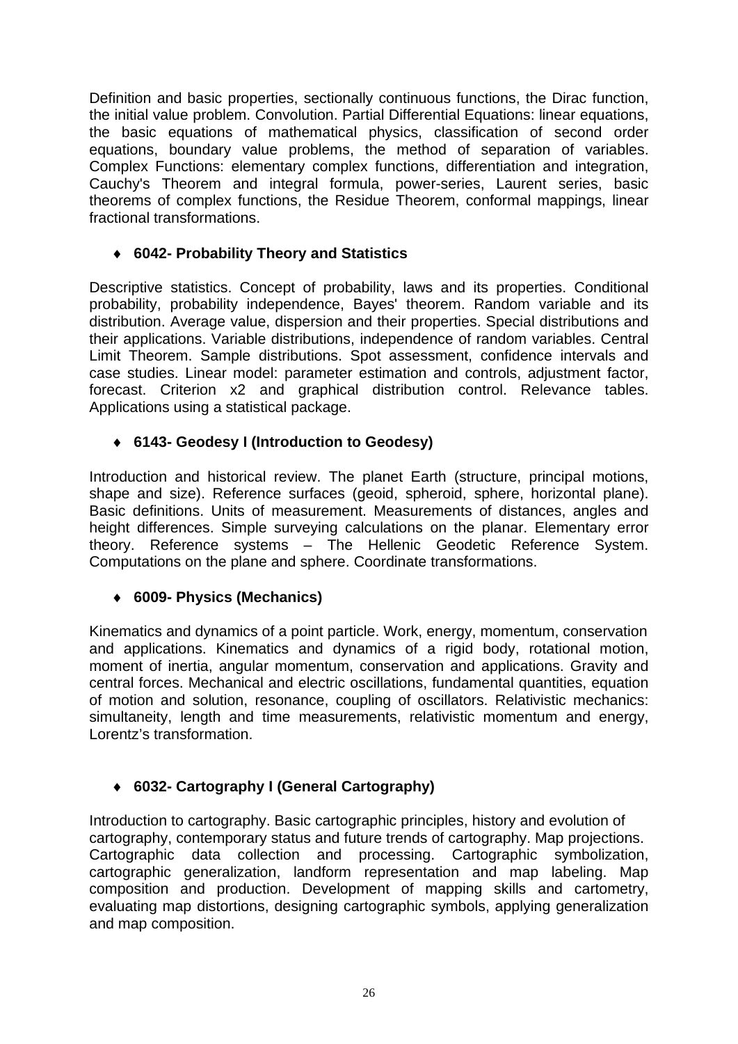Definition and basic properties, sectionally continuous functions, the Dirac function, the initial value problem. Convolution. Partial Differential Equations: linear equations, the basic equations of mathematical physics, classification of second order equations, boundary value problems, the method of separation of variables. Complex Functions: elementary complex functions, differentiation and integration, Cauchy's Theorem and integral formula, power-series, Laurent series, basic theorems of complex functions, the Residue Theorem, conformal mappings, linear fractional transformations.

- **6042- Probability Theory and Statistics**

Descriptive statistics. Concept of probability, laws and its properties. Conditional probability, probability independence, Bayes' theorem. Random variable and its distribution. Average value, dispersion and their properties. Special distributions and their applications. Variable distributions, independence of random variables. Central Limit Theorem. Sample distributions. Spot assessment, confidence intervals and case studies. Linear model: parameter estimation and controls, adjustment factor, forecast. Criterion x2 and graphical distribution control. Relevance tables. Applications using a statistical package.

- **6143- Geodesy I (Introduction to Geodesy)**

Introduction and historical review. The planet Earth (structure, principal motions, shape and size). Reference surfaces (geoid, spheroid, sphere, horizontal plane). Basic definitions. Units of measurement. Measurements of distances, angles and height differences. Simple surveying calculations on the planar. Elementary error theory. Reference systems – The Hellenic Geodetic Reference System. Computations on the plane and sphere. Coordinate transformations.

- **6009- Physics (Mechanics)**

Kinematics and dynamics of a point particle. Work, energy, momentum, conservation and applications. Kinematics and dynamics of a rigid body, rotational motion, moment of inertia, angular momentum, conservation and applications. Gravity and central forces. Mechanical and electric oscillations, fundamental quantities, equation of motion and solution, resonance, coupling of oscillators. Relativistic mechanics: simultaneity, length and time measurements, relativistic momentum and energy, Lorentz's transformation.

- **6032- Cartography I (General Cartography)**

Introduction to cartography. Basic cartographic principles, history and evolution of cartography, contemporary status and future trends of cartography. Map projections. Cartographic data collection and processing. Cartographic symbolization, cartographic generalization, landform representation and map labeling. Map composition and production. Development of mapping skills and cartometry, evaluating map distortions, designing cartographic symbols, applying generalization and map composition.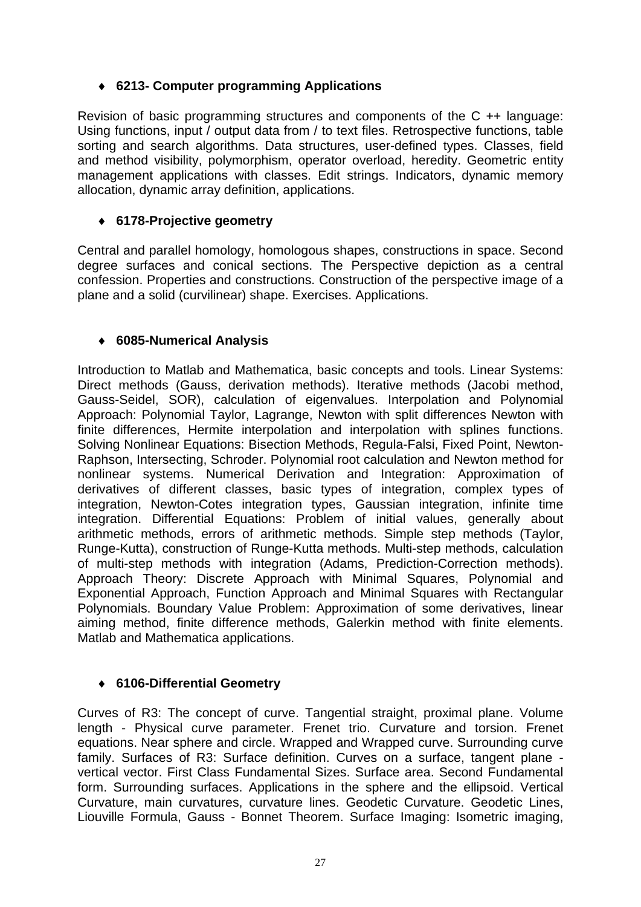- **6213- Computer programming Applications**

Revision of basic programming structures and components of the C ++ language: Using functions, input / output data from / to text files. Retrospective functions, table sorting and search algorithms. Data structures, user-defined types. Classes, field and method visibility, polymorphism, operator overload, heredity. Geometric entity management applications with classes. Edit strings. Indicators, dynamic memory allocation, dynamic array definition, applications.

- **6178-Projective geometry**

Central and parallel homology, homologous shapes, constructions in space. Second degree surfaces and conical sections. The Perspective depiction as a central confession. Properties and constructions. Construction of the perspective image of a plane and a solid (curvilinear) shape. Exercises. Applications.

- **6085-Numerical Analysis**

Introduction to Matlab and Mathematica, basic concepts and tools. Linear Systems: Direct methods (Gauss, derivation methods). Iterative methods (Jacobi method, Gauss-Seidel, SOR), calculation of eigenvalues. Interpolation and Polynomial Approach: Polynomial Taylor, Lagrange, Newton with split differences Newton with finite differences, Hermite interpolation and interpolation with splines functions. Solving Nonlinear Equations: Bisection Methods, Regula-Falsi, Fixed Point, Newton-Raphson, Intersecting, Schroder. Polynomial root calculation and Newton method for nonlinear systems. Numerical Derivation and Integration: Approximation of derivatives of different classes, basic types of integration, complex types of integration, Newton-Cotes integration types, Gaussian integration, infinite time integration. Differential Equations: Problem of initial values, generally about arithmetic methods, errors of arithmetic methods. Simple step methods (Taylor, Runge-Kutta), construction of Runge-Kutta methods. Multi-step methods, calculation of multi-step methods with integration (Adams, Prediction-Correction methods). Approach Theory: Discrete Approach with Minimal Squares, Polynomial and Exponential Approach, Function Approach and Minimal Squares with Rectangular Polynomials. Boundary Value Problem: Approximation of some derivatives, linear aiming method, finite difference methods, Galerkin method with finite elements. Matlab and Mathematica applications.

- **6106-Differential Geometry**

Curves of R3: The concept of curve. Tangential straight, proximal plane. Volume length - Physical curve parameter. Frenet trio. Curvature and torsion. Frenet equations. Near sphere and circle. Wrapped and Wrapped curve. Surrounding curve family. Surfaces of R3: Surface definition. Curves on a surface, tangent plane - vertical vector. First Class Fundamental Sizes. Surface area. Second Fundamental form. Surrounding surfaces. Applications in the sphere and the ellipsoid. Vertical Curvature, main curvatures, curvature lines. Geodetic Curvature. Geodetic Lines, Liouville Formula, Gauss - Bonnet Theorem. Surface Imaging: Isometric imaging,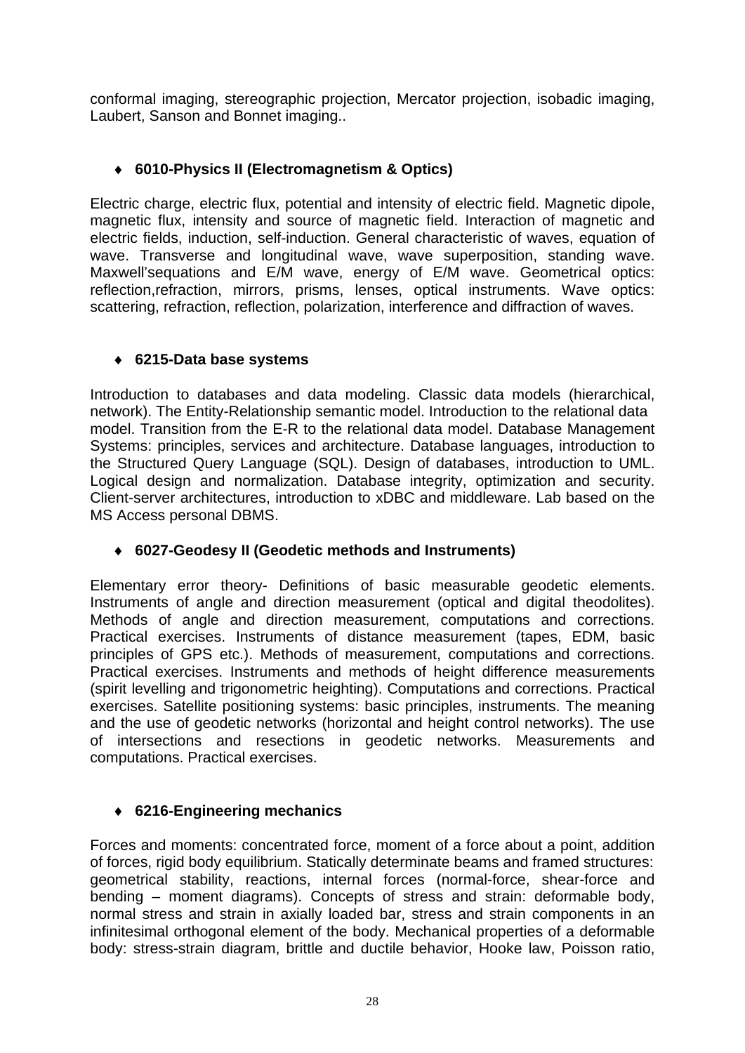conformal imaging, stereographic projection, Mercator projection, isobadic imaging, Laubert, Sanson and Bonnet imaging..

- **6010-Physics II (Electromagnetism & Optics)**

Electric charge, electric flux, potential and intensity of electric field. Magnetic dipole, magnetic flux, intensity and source of magnetic field. Interaction of magnetic and electric fields, induction, self-induction. General characteristic of waves, equation of wave. Transverse and longitudinal wave, wave superposition, standing wave. Maxwell'sequations and E/M wave, energy of E/M wave. Geometrical optics: reflection,refraction, mirrors, prisms, lenses, optical instruments. Wave optics: scattering, refraction, reflection, polarization, interference and diffraction of waves.

- **6215-Data base systems**

Introduction to databases and data modeling. Classic data models (hierarchical, network). The Entity-Relationship semantic model. Introduction to the relational data model. Transition from the E-R to the relational data model. Database Management Systems: principles, services and architecture. Database languages, introduction to the Structured Query Language (SQL). Design of databases, introduction to UML. Logical design and normalization. Database integrity, optimization and security. Client-server architectures, introduction to xDBC and middleware. Lab based on the MS Access personal DBMS.

- **6027-Geodesy II (Geodetic methods and Instruments)**

Elementary error theory- Definitions of basic measurable geodetic elements. Instruments of angle and direction measurement (optical and digital theodolites). Methods of angle and direction measurement, computations and corrections. Practical exercises. Instruments of distance measurement (tapes, EDM, basic principles of GPS etc.). Methods of measurement, computations and corrections. Practical exercises. Instruments and methods of height difference measurements (spirit levelling and trigonometric heighting). Computations and corrections. Practical exercises. Satellite positioning systems: basic principles, instruments. The meaning and the use of geodetic networks (horizontal and height control networks). The use of intersections and resections in geodetic networks. Measurements and computations. Practical exercises.

- **6216-Engineering mechanics**

Forces and moments: concentrated force, moment of a force about a point, addition of forces, rigid body equilibrium. Statically determinate beams and framed structures: geometrical stability, reactions, internal forces (normal-force, shear-force and bending – moment diagrams). Concepts of stress and strain: deformable body, normal stress and strain in axially loaded bar, stress and strain components in an infinitesimal orthogonal element of the body. Mechanical properties of a deformable body: stress-strain diagram, brittle and ductile behavior, Hooke law, Poisson ratio,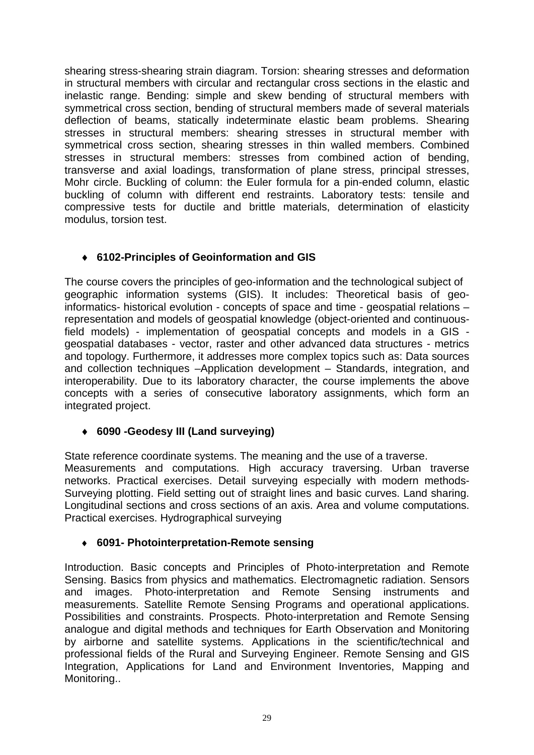shearing stress-shearing strain diagram. Torsion: shearing stresses and deformation in structural members with circular and rectangular cross sections in the elastic and inelastic range. Bending: simple and skew bending of structural members with symmetrical cross section, bending of structural members made of several materials deflection of beams, statically indeterminate elastic beam problems. Shearing stresses in structural members: shearing stresses in structural member with symmetrical cross section, shearing stresses in thin walled members. Combined stresses in structural members: stresses from combined action of bending, transverse and axial loadings, transformation of plane stress, principal stresses, Mohr circle. Buckling of column: the Euler formula for a pin-ended column, elastic buckling of column with different end restraints. Laboratory tests: tensile and compressive tests for ductile and brittle materials, determination of elasticity modulus, torsion test.

- **6102-Principles of Geoinformation and GIS**

The course covers the principles of geo-information and the technological subject of geographic information systems (GIS). It includes: Theoretical basis of geo-informatics- historical evolution - concepts of space and time - geospatial relations – representation and models of geospatial knowledge (object-oriented and continuous-field models) - implementation of geospatial concepts and models in a GIS - geospatial databases - vector, raster and other advanced data structures - metrics and topology. Furthermore, it addresses more complex topics such as: Data sources and collection techniques –Application development – Standards, integration, and interoperability. Due to its laboratory character, the course implements the above concepts with a series of consecutive laboratory assignments, which form an integrated project.

- **6090 -Geodesy III (Land surveying)**

State reference coordinate systems. The meaning and the use of a traverse.
Measurements and computations. High accuracy traversing. Urban traverse networks. Practical exercises. Detail surveying especially with modern methods-Surveying plotting. Field setting out of straight lines and basic curves. Land sharing. Longitudinal sections and cross sections of an axis. Area and volume computations. Practical exercises. Hydrographical surveying

- **6091- Photointerpretation-Remote sensing**

Introduction. Basic concepts and Principles of Photo-interpretation and Remote Sensing. Basics from physics and mathematics. Electromagnetic radiation. Sensors and images. Photo-interpretation and Remote Sensing instruments and measurements. Satellite Remote Sensing Programs and operational applications. Possibilities and constraints. Prospects. Photo-interpretation and Remote Sensing analogue and digital methods and techniques for Earth Observation and Monitoring by airborne and satellite systems. Applications in the scientific/technical and professional fields of the Rural and Surveying Engineer. Remote Sensing and GIS Integration, Applications for Land and Environment Inventories, Mapping and Monitoring..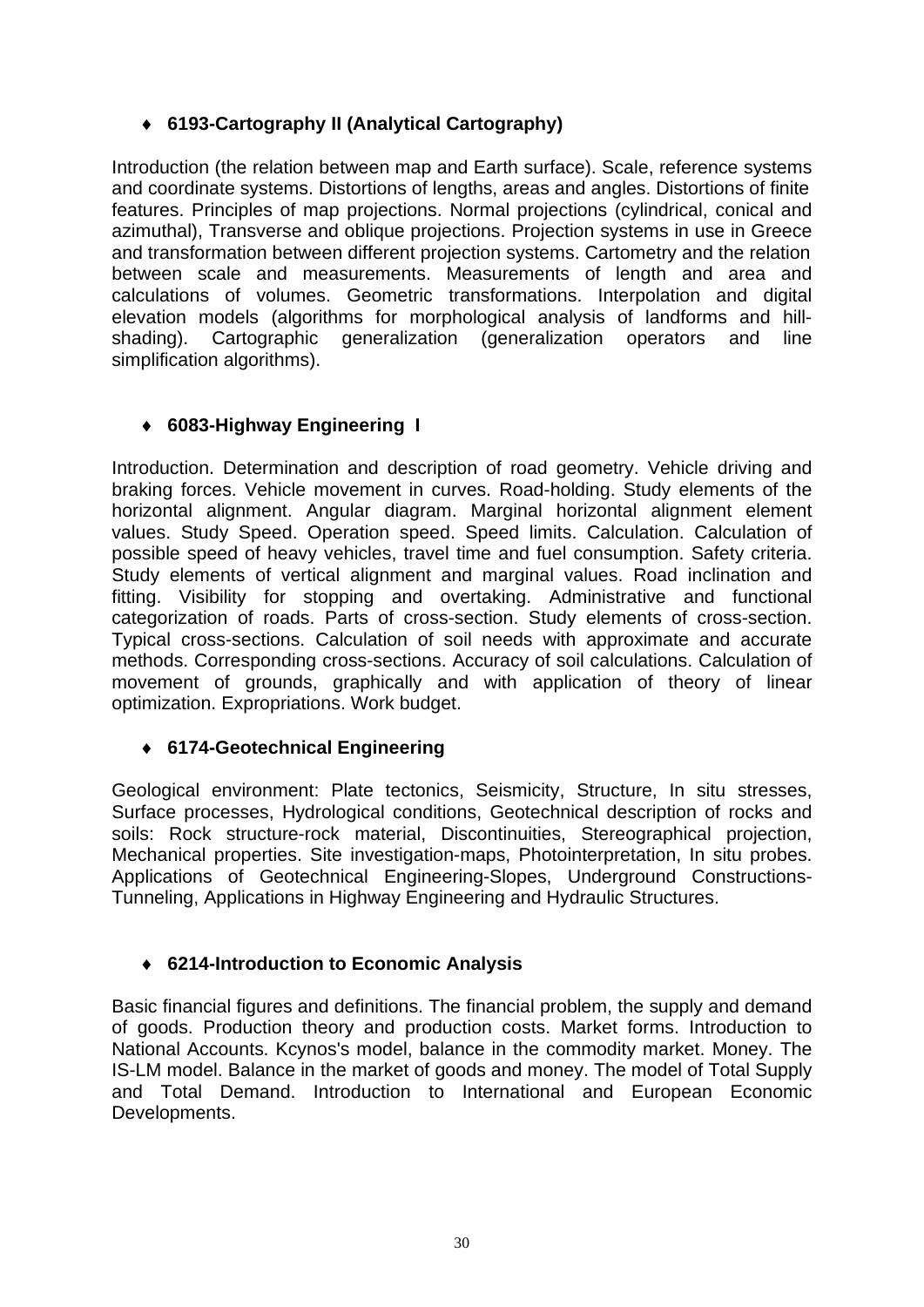- **6193-Cartography II (Analytical Cartography)**

Introduction (the relation between map and Earth surface). Scale, reference systems and coordinate systems. Distortions of lengths, areas and angles. Distortions of finite features. Principles of map projections. Normal projections (cylindrical, conical and azimuthal), Transverse and oblique projections. Projection systems in use in Greece and transformation between different projection systems. Cartometry and the relation between scale and measurements. Measurements of length and area and calculations of volumes. Geometric transformations. Interpolation and digital elevation models (algorithms for morphological analysis of landforms and hill-shading). Cartographic generalization (generalization operators and line simplification algorithms).

- **6083-Highway Engineering I**

Introduction. Determination and description of road geometry. Vehicle driving and braking forces. Vehicle movement in curves. Road-holding. Study elements of the horizontal alignment. Angular diagram. Marginal horizontal alignment element values. Study Speed. Operation speed. Speed limits. Calculation. Calculation of possible speed of heavy vehicles, travel time and fuel consumption. Safety criteria. Study elements of vertical alignment and marginal values. Road inclination and fitting. Visibility for stopping and overtaking. Administrative and functional categorization of roads. Parts of cross-section. Study elements of cross-section. Typical cross-sections. Calculation of soil needs with approximate and accurate methods. Corresponding cross-sections. Accuracy of soil calculations. Calculation of movement of grounds, graphically and with application of theory of linear optimization. Expropriations. Work budget.

- **6174-Geotechnical Engineering**

Geological environment: Plate tectonics, Seismicity, Structure, In situ stresses, Surface processes, Hydrological conditions, Geotechnical description of rocks and soils: Rock structure-rock material, Discontinuities, Stereographical projection, Mechanical properties. Site investigation-maps, Photointerpretation, In situ probes. Applications of Geotechnical Engineering-Slopes, Underground Constructions-Tunneling, Applications in Highway Engineering and Hydraulic Structures.

- **6214-Introduction to Economic Analysis**

Basic financial figures and definitions. The financial problem, the supply and demand of goods. Production theory and production costs. Market forms. Introduction to National Accounts. Kcynos's model, balance in the commodity market. Money. The IS-LM model. Balance in the market of goods and money. The model of Total Supply and Total Demand. Introduction to International and European Economic Developments.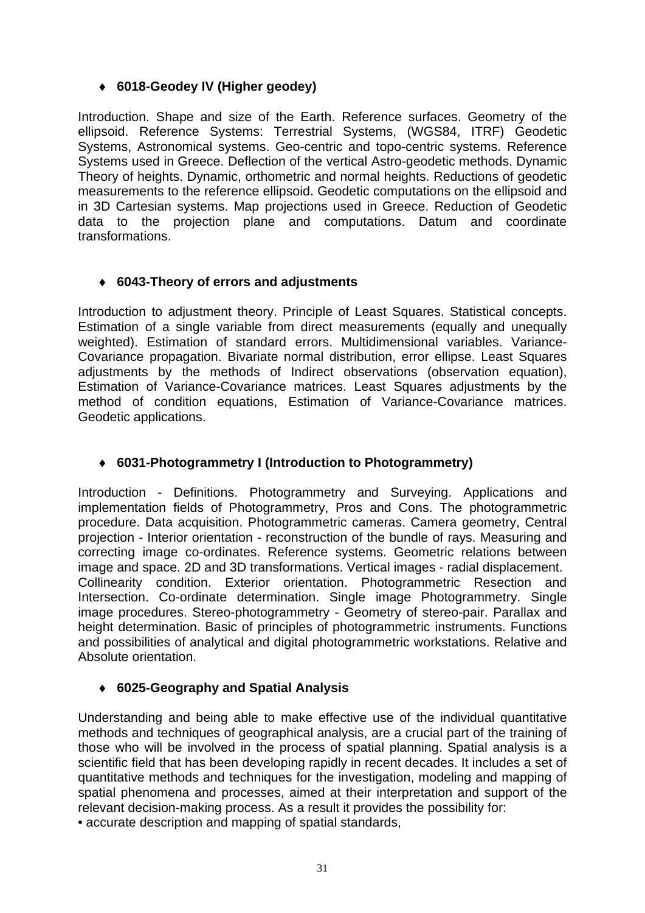- ♦ **6018-Geodey IV (Higher geodey)**

Introduction. Shape and size of the Earth. Reference surfaces. Geometry of the ellipsoid. Reference Systems: Terrestrial Systems, (WGS84, ITRF) Geodetic Systems, Astronomical systems. Geo-centric and topo-centric systems. Reference Systems used in Greece. Deflection of the vertical Astro-geodetic methods. Dynamic Theory of heights. Dynamic, orthometric and normal heights. Reductions of geodetic measurements to the reference ellipsoid. Geodetic computations on the ellipsoid and in 3D Cartesian systems. Map projections used in Greece. Reduction of Geodetic data to the projection plane and computations. Datum and coordinate transformations.

- ♦ **6043-Theory of errors and adjustments**

Introduction to adjustment theory. Principle of Least Squares. Statistical concepts. Estimation of a single variable from direct measurements (equally and unequally weighted). Estimation of standard errors. Multidimensional variables. Variance-Covariance propagation. Bivariate normal distribution, error ellipse. Least Squares adjustments by the methods of Indirect observations (observation equation), Estimation of Variance-Covariance matrices. Least Squares adjustments by the method of condition equations, Estimation of Variance-Covariance matrices. Geodetic applications.

- ♦ **6031-Photogrammetry I (Introduction to Photogrammetry)**

Introduction - Definitions. Photogrammetry and Surveying. Applications and implementation fields of Photogrammetry, Pros and Cons. The photogrammetric procedure. Data acquisition. Photogrammetric cameras. Camera geometry, Central projection - Interior orientation - reconstruction of the bundle of rays. Measuring and correcting image co-ordinates. Reference systems. Geometric relations between image and space. 2D and 3D transformations. Vertical images - radial displacement. Collinearity condition. Exterior orientation. Photogrammetric Resection and Intersection. Co-ordinate determination. Single image Photogrammetry. Single image procedures. Stereo-photogrammetry - Geometry of stereo-pair. Parallax and height determination. Basic of principles of photogrammetric instruments. Functions and possibilities of analytical and digital photogrammetric workstations. Relative and Absolute orientation.

- ♦ **6025-Geography and Spatial Analysis**

Understanding and being able to make effective use of the individual quantitative methods and techniques of geographical analysis, are a crucial part of the training of those who will be involved in the process of spatial planning. Spatial analysis is a scientific field that has been developing rapidly in recent decades. It includes a set of quantitative methods and techniques for the investigation, modeling and mapping of spatial phenomena and processes, aimed at their interpretation and support of the relevant decision-making process. As a result it provides the possibility for:

- accurate description and mapping of spatial standards,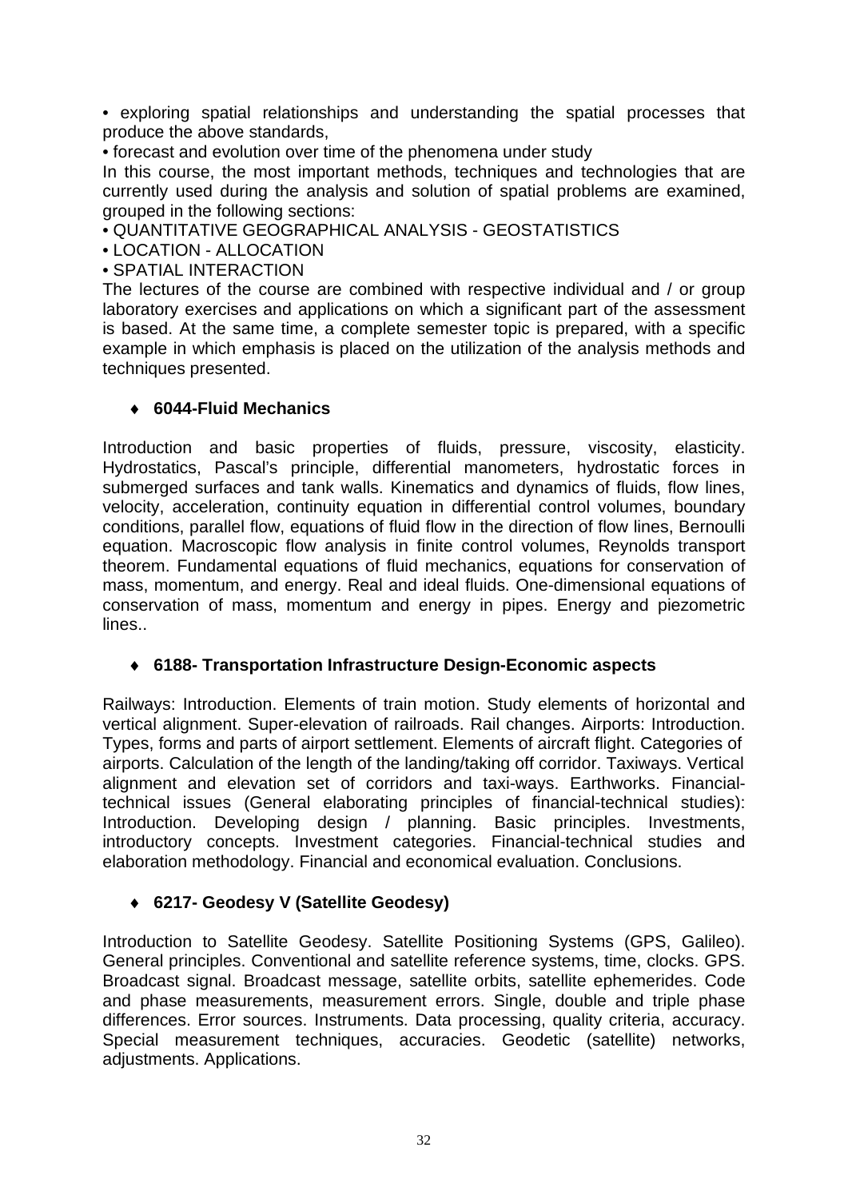• exploring spatial relationships and understanding the spatial processes that produce the above standards,

• forecast and evolution over time of the phenomena under study

In this course, the most important methods, techniques and technologies that are currently used during the analysis and solution of spatial problems are examined, grouped in the following sections:

• QUANTITATIVE GEOGRAPHICAL ANALYSIS - GEOSTATISTICS

• LOCATION - ALLOCATION

• SPATIAL INTERACTION

The lectures of the course are combined with respective individual and / or group laboratory exercises and applications on which a significant part of the assessment is based. At the same time, a complete semester topic is prepared, with a specific example in which emphasis is placed on the utilization of the analysis methods and techniques presented.

- **6044-Fluid Mechanics**

Introduction and basic properties of fluids, pressure, viscosity, elasticity. Hydrostatics, Pascal's principle, differential manometers, hydrostatic forces in submerged surfaces and tank walls. Kinematics and dynamics of fluids, flow lines, velocity, acceleration, continuity equation in differential control volumes, boundary conditions, parallel flow, equations of fluid flow in the direction of flow lines, Bernoulli equation. Macroscopic flow analysis in finite control volumes, Reynolds transport theorem. Fundamental equations of fluid mechanics, equations for conservation of mass, momentum, and energy. Real and ideal fluids. One-dimensional equations of conservation of mass, momentum and energy in pipes. Energy and piezometric lines..

- **6188- Transportation Infrastructure Design-Economic aspects**

Railways: Introduction. Elements of train motion. Study elements of horizontal and vertical alignment. Super-elevation of railroads. Rail changes. Airports: Introduction. Types, forms and parts of airport settlement. Elements of aircraft flight. Categories of airports. Calculation of the length of the landing/taking off corridor. Taxiways. Vertical alignment and elevation set of corridors and taxi-ways. Earthworks. Financial-technical issues (General elaborating principles of financial-technical studies): Introduction. Developing design / planning. Basic principles. Investments, introductory concepts. Investment categories. Financial-technical studies and elaboration methodology. Financial and economical evaluation. Conclusions.

- **6217- Geodesy V (Satellite Geodesy)**

Introduction to Satellite Geodesy. Satellite Positioning Systems (GPS, Galileo). General principles. Conventional and satellite reference systems, time, clocks. GPS. Broadcast signal. Broadcast message, satellite orbits, satellite ephemerides. Code and phase measurements, measurement errors. Single, double and triple phase differences. Error sources. Instruments. Data processing, quality criteria, accuracy. Special measurement techniques, accuracies. Geodetic (satellite) networks, adjustments. Applications.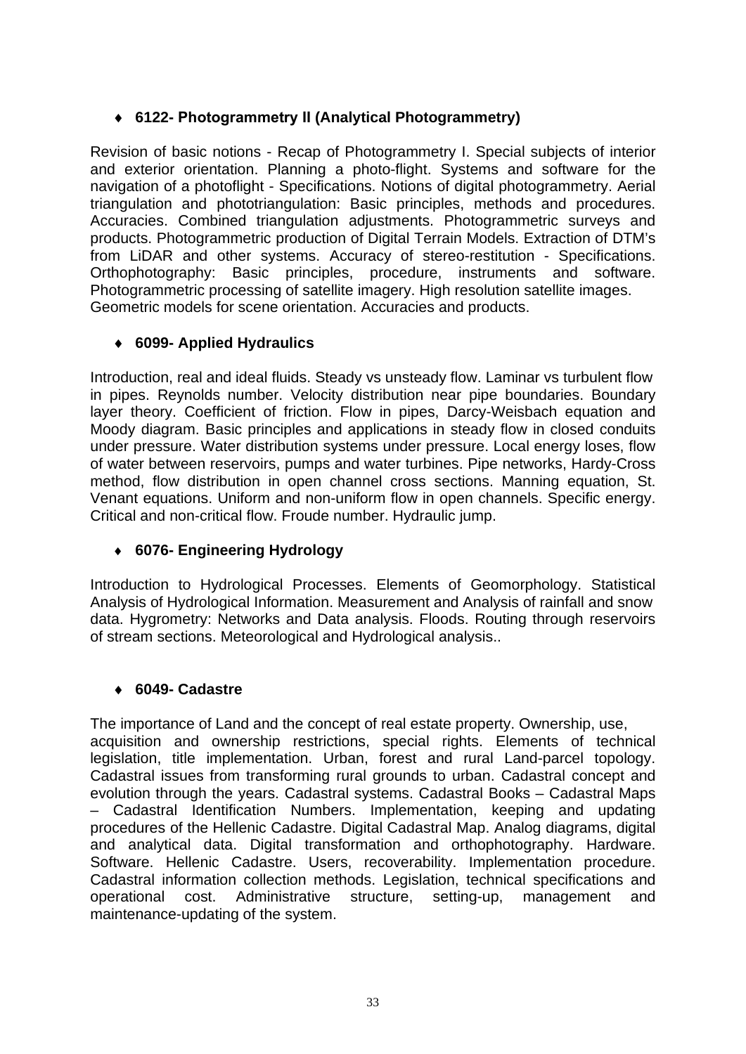- **6122- Photogrammetry II (Analytical Photogrammetry)**

Revision of basic notions - Recap of Photogrammetry I. Special subjects of interior and exterior orientation. Planning a photo-flight. Systems and software for the navigation of a photoflight - Specifications. Notions of digital photogrammetry. Aerial triangulation and phototriangulation: Basic principles, methods and procedures. Accuracies. Combined triangulation adjustments. Photogrammetric surveys and products. Photogrammetric production of Digital Terrain Models. Extraction of DTM's from LiDAR and other systems. Accuracy of stereo-restitution - Specifications. Orthophotography: Basic principles, procedure, instruments and software. Photogrammetric processing of satellite imagery. High resolution satellite images. Geometric models for scene orientation. Accuracies and products.

- **6099- Applied Hydraulics**

Introduction, real and ideal fluids. Steady vs unsteady flow. Laminar vs turbulent flow in pipes. Reynolds number. Velocity distribution near pipe boundaries. Boundary layer theory. Coefficient of friction. Flow in pipes, Darcy-Weisbach equation and Moody diagram. Basic principles and applications in steady flow in closed conduits under pressure. Water distribution systems under pressure. Local energy loses, flow of water between reservoirs, pumps and water turbines. Pipe networks, Hardy-Cross method, flow distribution in open channel cross sections. Manning equation, St. Venant equations. Uniform and non-uniform flow in open channels. Specific energy. Critical and non-critical flow. Froude number. Hydraulic jump.

- **6076- Engineering Hydrology**

Introduction to Hydrological Processes. Elements of Geomorphology. Statistical Analysis of Hydrological Information. Measurement and Analysis of rainfall and snow data. Hygrometry: Networks and Data analysis. Floods. Routing through reservoirs of stream sections. Meteorological and Hydrological analysis..

- **6049- Cadastre**

The importance of Land and the concept of real estate property. Ownership, use, acquisition and ownership restrictions, special rights. Elements of technical legislation, title implementation. Urban, forest and rural Land-parcel topology. Cadastral issues from transforming rural grounds to urban. Cadastral concept and evolution through the years. Cadastral systems. Cadastral Books – Cadastral Maps – Cadastral Identification Numbers. Implementation, keeping and updating procedures of the Hellenic Cadastre. Digital Cadastral Map. Analog diagrams, digital and analytical data. Digital transformation and orthophotography. Hardware. Software. Hellenic Cadastre. Users, recoverability. Implementation procedure. Cadastral information collection methods. Legislation, technical specifications and operational cost. Administrative structure, setting-up, management and maintenance-updating of the system.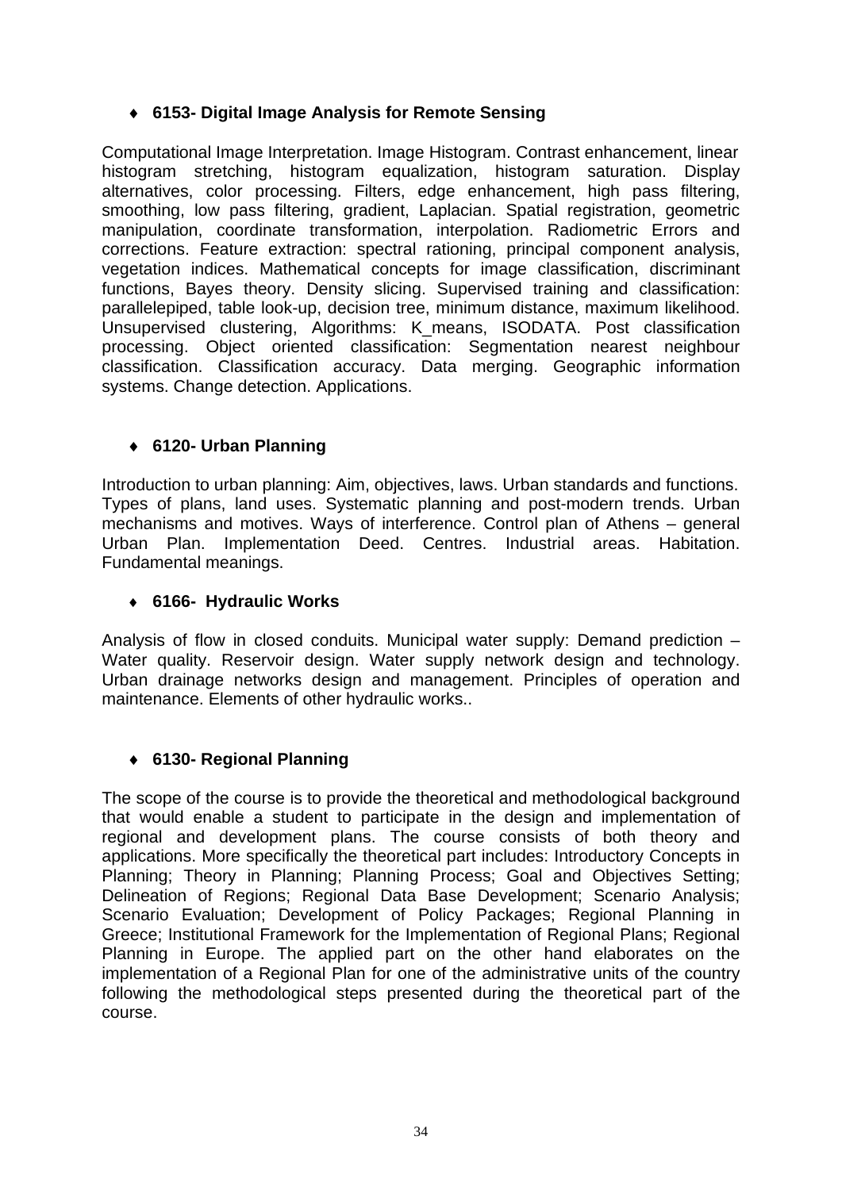- **6153- Digital Image Analysis for Remote Sensing**

Computational Image Interpretation. Image Histogram. Contrast enhancement, linear histogram stretching, histogram equalization, histogram saturation. Display alternatives, color processing. Filters, edge enhancement, high pass filtering, smoothing, low pass filtering, gradient, Laplacian. Spatial registration, geometric manipulation, coordinate transformation, interpolation. Radiometric Errors and corrections. Feature extraction: spectral rationing, principal component analysis, vegetation indices. Mathematical concepts for image classification, discriminant functions, Bayes theory. Density slicing. Supervised training and classification: parallelepiped, table look-up, decision tree, minimum distance, maximum likelihood. Unsupervised clustering, Algorithms: K_means, ISODATA. Post classification processing. Object oriented classification: Segmentation nearest neighbour classification. Classification accuracy. Data merging. Geographic information systems. Change detection. Applications.

- **6120- Urban Planning**

Introduction to urban planning: Aim, objectives, laws. Urban standards and functions. Types of plans, land uses. Systematic planning and post-modern trends. Urban mechanisms and motives. Ways of interference. Control plan of Athens – general Urban Plan. Implementation Deed. Centres. Industrial areas. Habitation. Fundamental meanings.

- **6166- Hydraulic Works**

Analysis of flow in closed conduits. Municipal water supply: Demand prediction – Water quality. Reservoir design. Water supply network design and technology. Urban drainage networks design and management. Principles of operation and maintenance. Elements of other hydraulic works..

- **6130- Regional Planning**

The scope of the course is to provide the theoretical and methodological background that would enable a student to participate in the design and implementation of regional and development plans. The course consists of both theory and applications. More specifically the theoretical part includes: Introductory Concepts in Planning; Theory in Planning; Planning Process; Goal and Objectives Setting; Delineation of Regions; Regional Data Base Development; Scenario Analysis; Scenario Evaluation; Development of Policy Packages; Regional Planning in Greece; Institutional Framework for the Implementation of Regional Plans; Regional Planning in Europe. The applied part on the other hand elaborates on the implementation of a Regional Plan for one of the administrative units of the country following the methodological steps presented during the theoretical part of the course.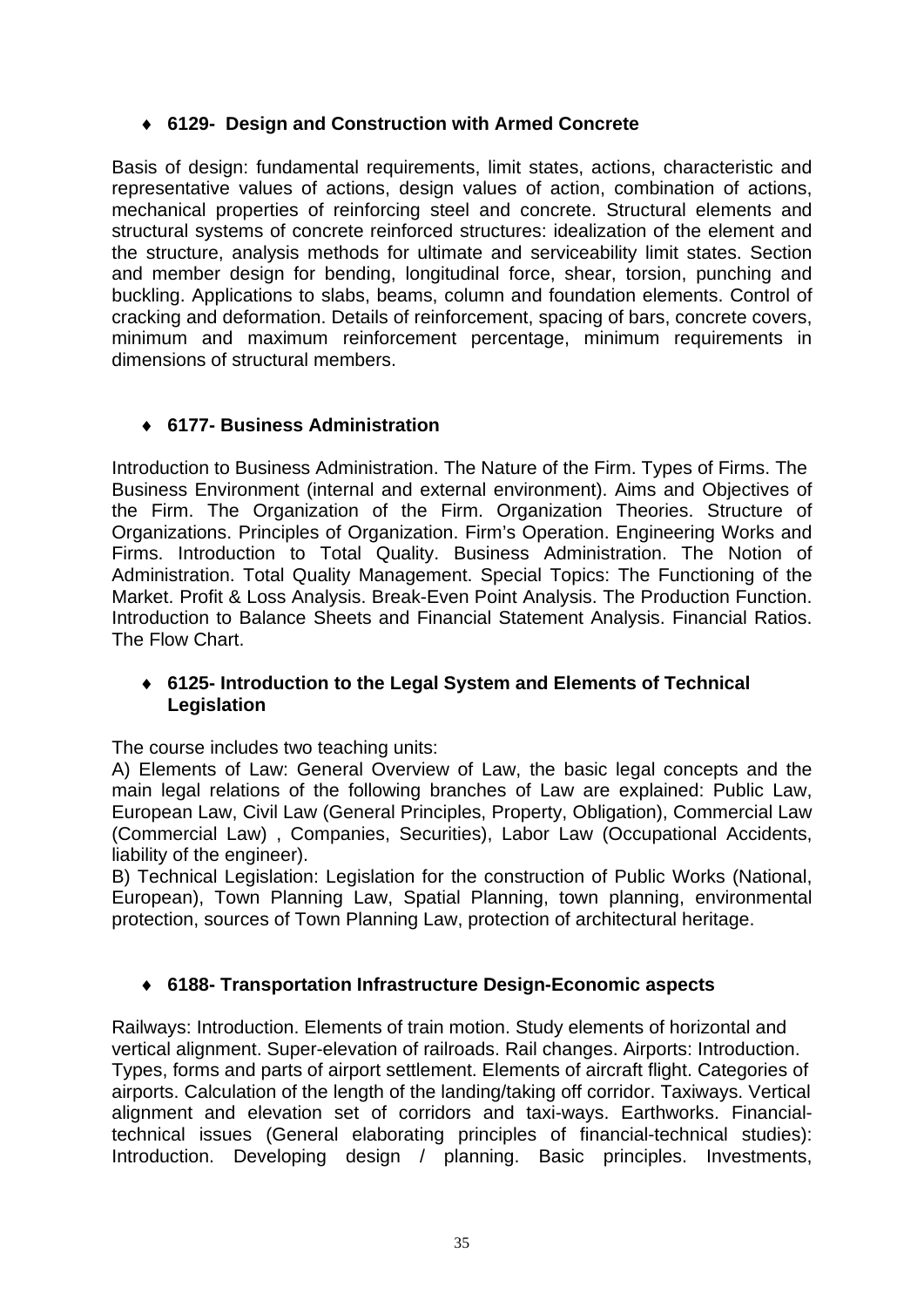- **6129- Design and Construction with Armed Concrete**

Basis of design: fundamental requirements, limit states, actions, characteristic and representative values of actions, design values of action, combination of actions, mechanical properties of reinforcing steel and concrete. Structural elements and structural systems of concrete reinforced structures: idealization of the element and the structure, analysis methods for ultimate and serviceability limit states. Section and member design for bending, longitudinal force, shear, torsion, punching and buckling. Applications to slabs, beams, column and foundation elements. Control of cracking and deformation. Details of reinforcement, spacing of bars, concrete covers, minimum and maximum reinforcement percentage, minimum requirements in dimensions of structural members.

- **6177- Business Administration**

Introduction to Business Administration. The Nature of the Firm. Types of Firms. The Business Environment (internal and external environment). Aims and Objectives of the Firm. The Organization of the Firm. Organization Theories. Structure of Organizations. Principles of Organization. Firm's Operation. Engineering Works and Firms. Introduction to Total Quality. Business Administration. The Notion of Administration. Total Quality Management. Special Topics: The Functioning of the Market. Profit & Loss Analysis. Break-Even Point Analysis. The Production Function. Introduction to Balance Sheets and Financial Statement Analysis. Financial Ratios. The Flow Chart.

- **6125- Introduction to the Legal System and Elements of Technical Legislation**

The course includes two teaching units:

A) Elements of Law: General Overview of Law, the basic legal concepts and the main legal relations of the following branches of Law are explained: Public Law, European Law, Civil Law (General Principles, Property, Obligation), Commercial Law (Commercial Law) , Companies, Securities), Labor Law (Occupational Accidents, liability of the engineer).

B) Technical Legislation: Legislation for the construction of Public Works (National, European), Town Planning Law, Spatial Planning, town planning, environmental protection, sources of Town Planning Law, protection of architectural heritage.

- **6188- Transportation Infrastructure Design-Economic aspects**

Railways: Introduction. Elements of train motion. Study elements of horizontal and vertical alignment. Super-elevation of railroads. Rail changes. Airports: Introduction. Types, forms and parts of airport settlement. Elements of aircraft flight. Categories of airports. Calculation of the length of the landing/taking off corridor. Taxiways. Vertical alignment and elevation set of corridors and taxi-ways. Earthworks. Financial-technical issues (General elaborating principles of financial-technical studies): Introduction. Developing design / planning. Basic principles. Investments,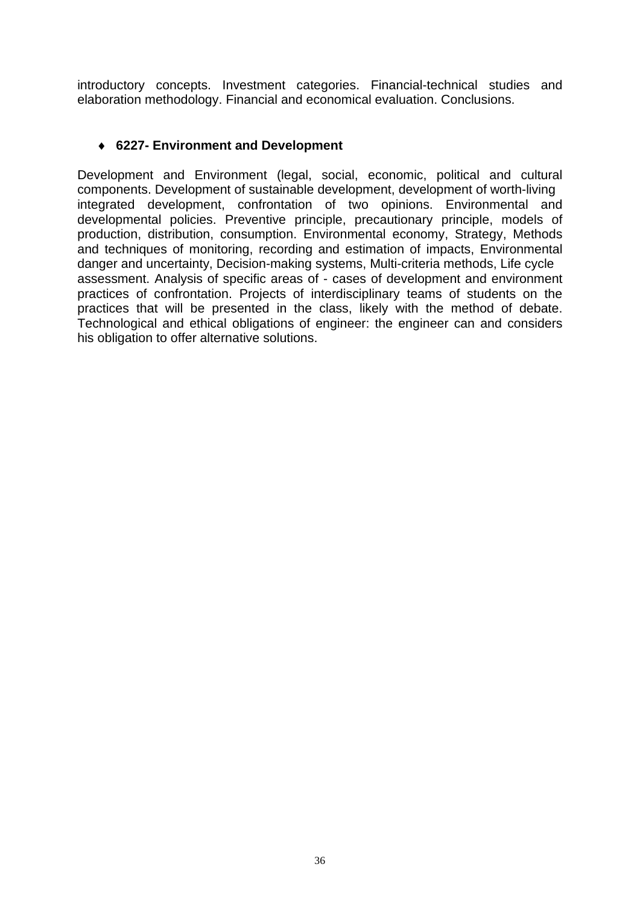introductory concepts. Investment categories. Financial-technical studies and elaboration methodology. Financial and economical evaluation. Conclusions.

- **6227- Environment and Development**

Development and Environment (legal, social, economic, political and cultural components. Development of sustainable development, development of worth-living integrated development, confrontation of two opinions. Environmental and developmental policies. Preventive principle, precautionary principle, models of production, distribution, consumption. Environmental economy, Strategy, Methods and techniques of monitoring, recording and estimation of impacts, Environmental danger and uncertainty, Decision-making systems, Multi-criteria methods, Life cycle assessment. Analysis of specific areas of - cases of development and environment practices of confrontation. Projects of interdisciplinary teams of students on the practices that will be presented in the class, likely with the method of debate. Technological and ethical obligations of engineer: the engineer can and considers his obligation to offer alternative solutions.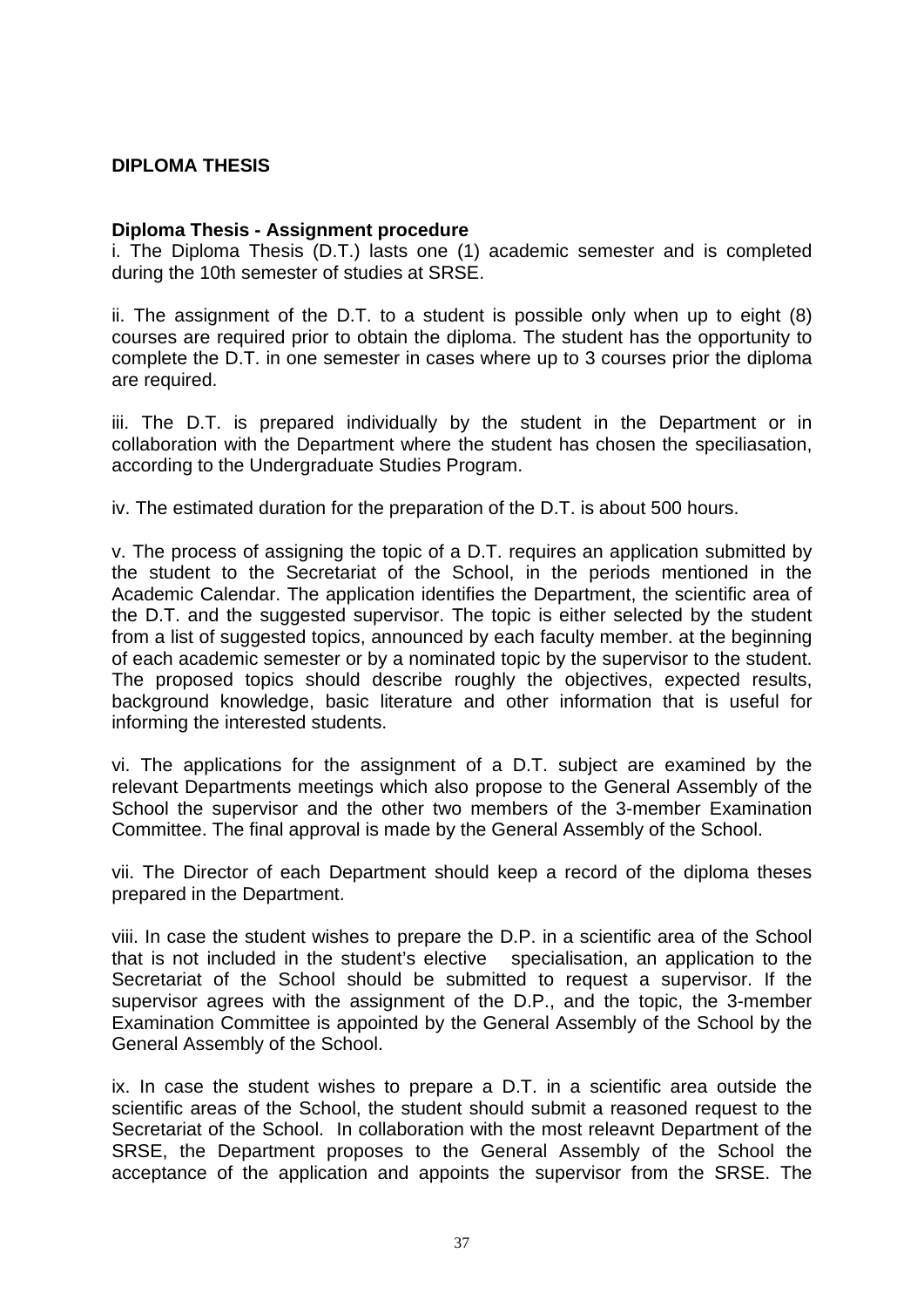**DIPLOMA THESIS**

**Diploma Thesis - Assignment procedure**

i. The Diploma Thesis (D.T.) lasts one (1) academic semester and is completed during the 10th semester of studies at SRSE.

ii. The assignment of the D.T. to a student is possible only when up to eight (8) courses are required prior to obtain the diploma. The student has the opportunity to complete the D.T. in one semester in cases where up to 3 courses prior the diploma are required.

iii. The D.T. is prepared individually by the student in the Department or in collaboration with the Department where the student has chosen the speciliasation, according to the Undergraduate Studies Program.

iv. The estimated duration for the preparation of the D.T. is about 500 hours.

v. The process of assigning the topic of a D.T. requires an application submitted by the student to the Secretariat of the School, in the periods mentioned in the Academic Calendar. The application identifies the Department, the scientific area of the D.T. and the suggested supervisor. The topic is either selected by the student from a list of suggested topics, announced by each faculty member. at the beginning of each academic semester or by a nominated topic by the supervisor to the student. The proposed topics should describe roughly the objectives, expected results, background knowledge, basic literature and other information that is useful for informing the interested students.

vi. The applications for the assignment of a D.T. subject are examined by the relevant Departments meetings which also propose to the General Assembly of the School the supervisor and the other two members of the 3-member Examination Committee. The final approval is made by the General Assembly of the School.

vii. The Director of each Department should keep a record of the diploma theses prepared in the Department.

viii. In case the student wishes to prepare the D.P. in a scientific area of the School that is not included in the student's elective specialisation, an application to the Secretariat of the School should be submitted to request a supervisor. If the supervisor agrees with the assignment of the D.P., and the topic, the 3-member Examination Committee is appointed by the General Assembly of the School by the General Assembly of the School.

ix. In case the student wishes to prepare a D.T. in a scientific area outside the scientific areas of the School, the student should submit a reasoned request to the Secretariat of the School. In collaboration with the most releavnt Department of the SRSE, the Department proposes to the General Assembly of the School the acceptance of the application and appoints the supervisor from the SRSE. The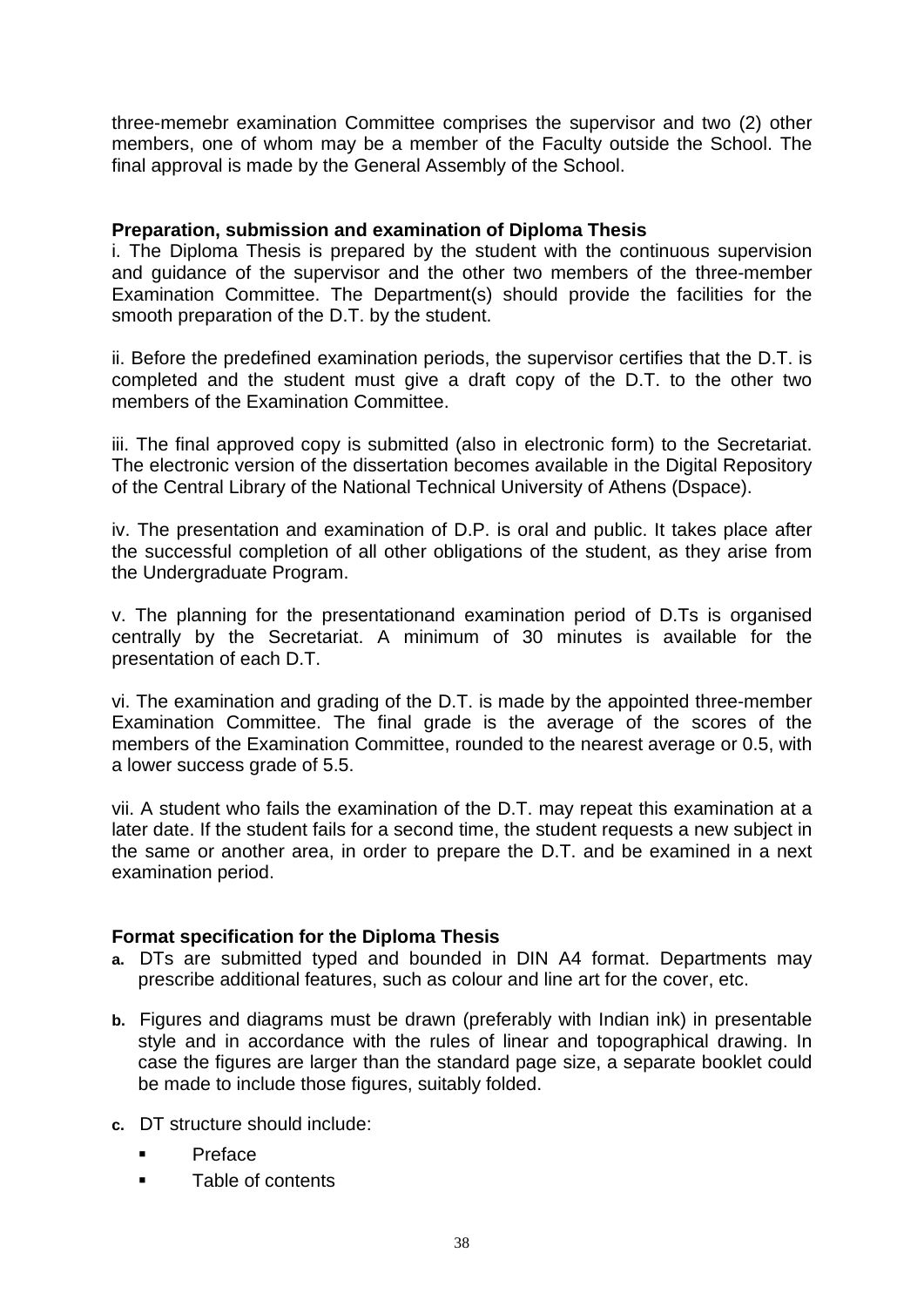three-memebr examination Committee comprises the supervisor and two (2) other members, one of whom may be a member of the Faculty outside the School. The final approval is made by the General Assembly of the School.

**Preparation, submission and examination of Diploma Thesis**

i. The Diploma Thesis is prepared by the student with the continuous supervision and guidance of the supervisor and the other two members of the three-member Examination Committee. The Department(s) should provide the facilities for the smooth preparation of the D.T. by the student.

ii. Before the predefined examination periods, the supervisor certifies that the D.T. is completed and the student must give a draft copy of the D.T. to the other two members of the Examination Committee.

iii. The final approved copy is submitted (also in electronic form) to the Secretariat. The electronic version of the dissertation becomes available in the Digital Repository of the Central Library of the National Technical University of Athens (Dspace).

iv. The presentation and examination of D.P. is oral and public. It takes place after the successful completion of all other obligations of the student, as they arise from the Undergraduate Program.

v. The planning for the presentationand examination period of D.Ts is organised centrally by the Secretariat. A minimum of 30 minutes is available for the presentation of each D.T.

vi. The examination and grading of the D.T. is made by the appointed three-member Examination Committee. The final grade is the average of the scores of the members of the Examination Committee, rounded to the nearest average or 0.5, with a lower success grade of 5.5.

vii. A student who fails the examination of the D.T. may repeat this examination at a later date. If the student fails for a second time, the student requests a new subject in the same or another area, in order to prepare the D.T. and be examined in a next examination period.

**Format specification for the Diploma Thesis**

**a.** DTs are submitted typed and bounded in DIN A4 format. Departments may prescribe additional features, such as colour and line art for the cover, etc.

**b.** Figures and diagrams must be drawn (preferably with Indian ink) in presentable style and in accordance with the rules of linear and topographical drawing. In case the figures are larger than the standard page size, a separate booklet could be made to include those figures, suitably folded.

**c.** DT structure should include:

- Preface
- Table of contents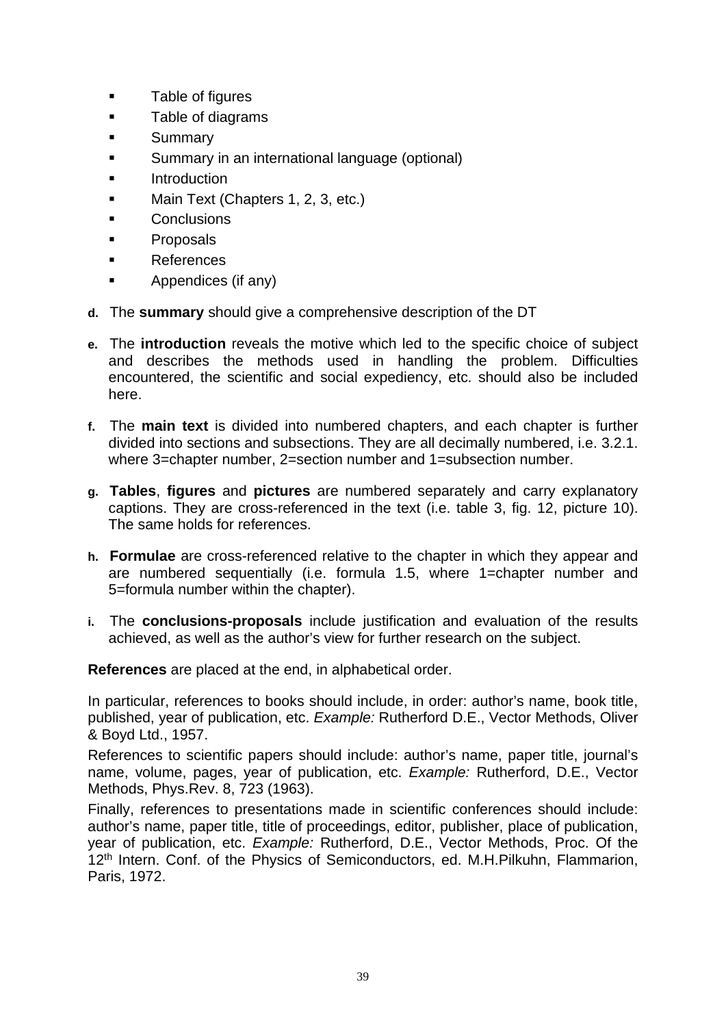- Table of figures
- Table of diagrams
- Summary
- Summary in an international language (optional)
- Introduction
- Main Text (Chapters 1, 2, 3, etc.)
- Conclusions
- Proposals
- References
- Appendices (if any)

d. The **summary** should give a comprehensive description of the DT

e. The **introduction** reveals the motive which led to the specific choice of subject and describes the methods used in handling the problem. Difficulties encountered, the scientific and social expediency, etc. should also be included here.

f. The **main text** is divided into numbered chapters, and each chapter is further divided into sections and subsections. They are all decimally numbered, i.e. 3.2.1. where 3=chapter number, 2=section number and 1=subsection number.

g. **Tables**, **figures** and **pictures** are numbered separately and carry explanatory captions. They are cross-referenced in the text (i.e. table 3, fig. 12, picture 10). The same holds for references.

h. **Formulae** are cross-referenced relative to the chapter in which they appear and are numbered sequentially (i.e. formula 1.5, where 1=chapter number and 5=formula number within the chapter).

i. The **conclusions-proposals** include justification and evaluation of the results achieved, as well as the author's view for further research on the subject.

**References** are placed at the end, in alphabetical order.

In particular, references to books should include, in order: author's name, book title, published, year of publication, etc. *Example:* Rutherford D.E., Vector Methods, Oliver & Boyd Ltd., 1957.

References to scientific papers should include: author's name, paper title, journal's name, volume, pages, year of publication, etc. *Example:* Rutherford, D.E., Vector Methods, Phys.Rev. 8, 723 (1963).

Finally, references to presentations made in scientific conferences should include: author's name, paper title, title of proceedings, editor, publisher, place of publication, year of publication, etc. *Example:* Rutherford, D.E., Vector Methods, Proc. Of the 12th Intern. Conf. of the Physics of Semiconductors, ed. M.H.Pilkuhn, Flammarion, Paris, 1972.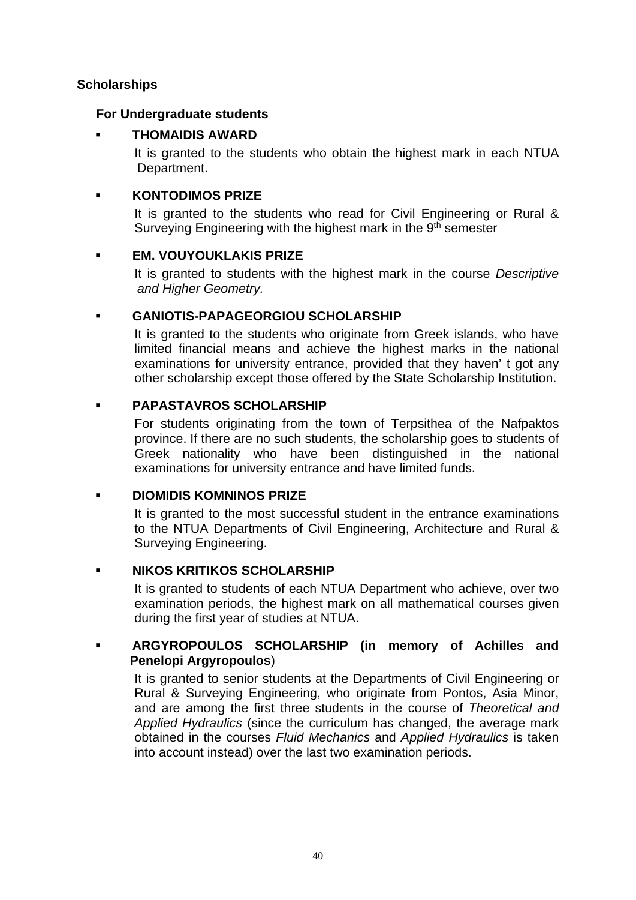## Scholarships

### For Undergraduate students

- **THOMAIDIS AWARD**

  It is granted to the students who obtain the highest mark in each NTUA Department.

- **KONTODIMOS PRIZE**

  It is granted to the students who read for Civil Engineering or Rural & Surveying Engineering with the highest mark in the 9th semester

- **EM. VOUYOUKLAKIS PRIZE**

  It is granted to students with the highest mark in the course *Descriptive and Higher Geometry.*

- **GANIOTIS-PAPAGEORGIOU SCHOLARSHIP**

  It is granted to the students who originate from Greek islands, who have limited financial means and achieve the highest marks in the national examinations for university entrance, provided that they haven' t got any other scholarship except those offered by the State Scholarship Institution.

- **PAPASTAVROS SCHOLARSHIP**

  For students originating from the town of Terpsithea of the Nafpaktos province. If there are no such students, the scholarship goes to students of Greek nationality who have been distinguished in the national examinations for university entrance and have limited funds.

- **DIOMIDIS KOMNINOS PRIZE**

  It is granted to the most successful student in the entrance examinations to the NTUA Departments of Civil Engineering, Architecture and Rural & Surveying Engineering.

- **NIKOS KRITIKOS SCHOLARSHIP**

  It is granted to students of each NTUA Department who achieve, over two examination periods, the highest mark on all mathematical courses given during the first year of studies at NTUA.

- **ARGYROPOULOS SCHOLARSHIP (in memory of Achilles and Penelopi Argyropoulos**)

  It is granted to senior students at the Departments of Civil Engineering or Rural & Surveying Engineering, who originate from Pontos, Asia Minor, and are among the first three students in the course of *Theoretical and Applied Hydraulics* (since the curriculum has changed, the average mark obtained in the courses *Fluid Mechanics* and *Applied Hydraulics* is taken into account instead) over the last two examination periods.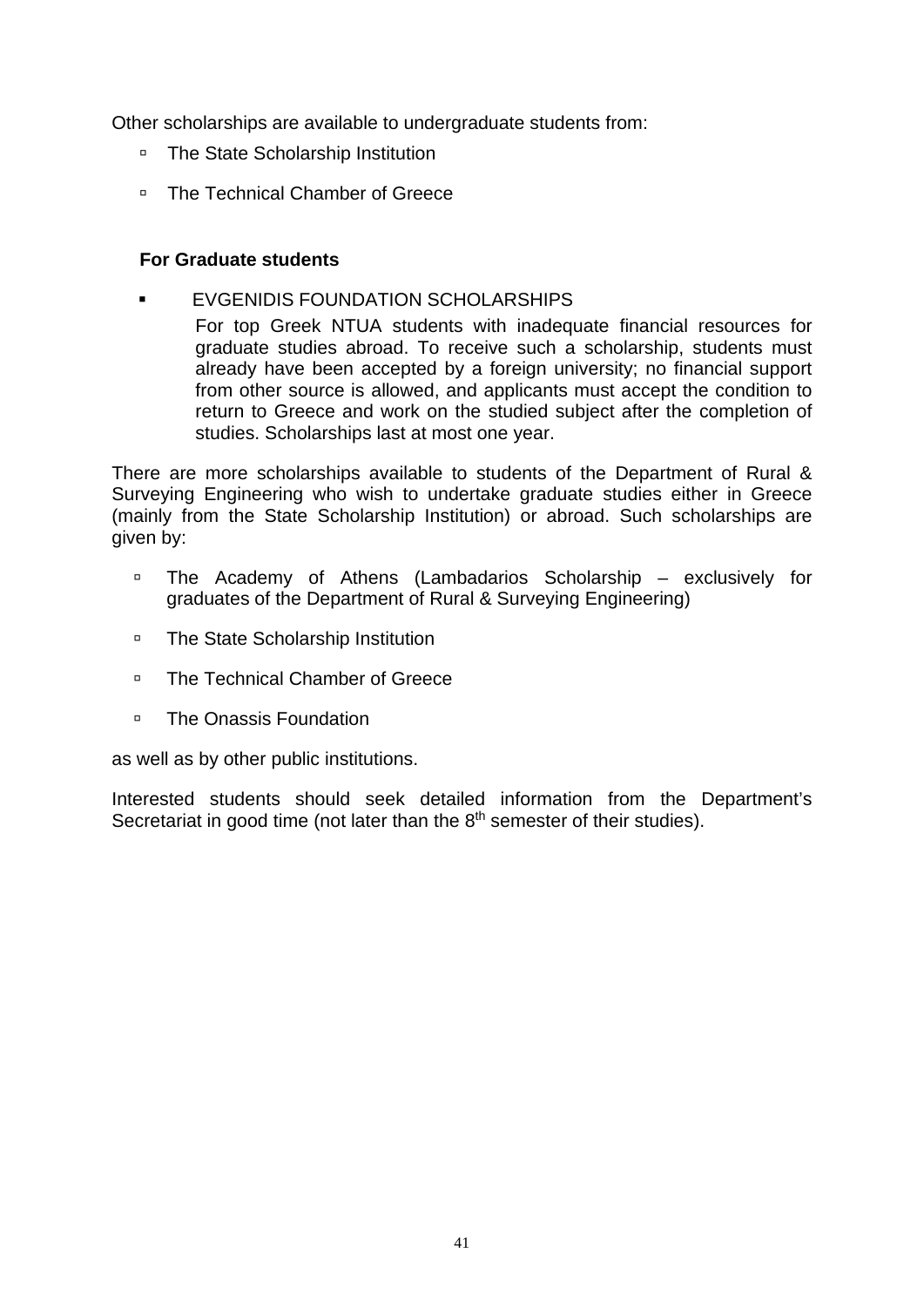Other scholarships are available to undergraduate students from:

- The State Scholarship Institution
- The Technical Chamber of Greece

**For Graduate students**

- EVGENIDIS FOUNDATION SCHOLARSHIPS

  For top Greek NTUA students with inadequate financial resources for graduate studies abroad. To receive such a scholarship, students must already have been accepted by a foreign university; no financial support from other source is allowed, and applicants must accept the condition to return to Greece and work on the studied subject after the completion of studies. Scholarships last at most one year.

There are more scholarships available to students of the Department of Rural & Surveying Engineering who wish to undertake graduate studies either in Greece (mainly from the State Scholarship Institution) or abroad. Such scholarships are given by:

- The Academy of Athens (Lambadarios Scholarship – exclusively for graduates of the Department of Rural & Surveying Engineering)
- The State Scholarship Institution
- The Technical Chamber of Greece
- The Onassis Foundation

as well as by other public institutions.

Interested students should seek detailed information from the Department's Secretariat in good time (not later than the 8th semester of their studies).